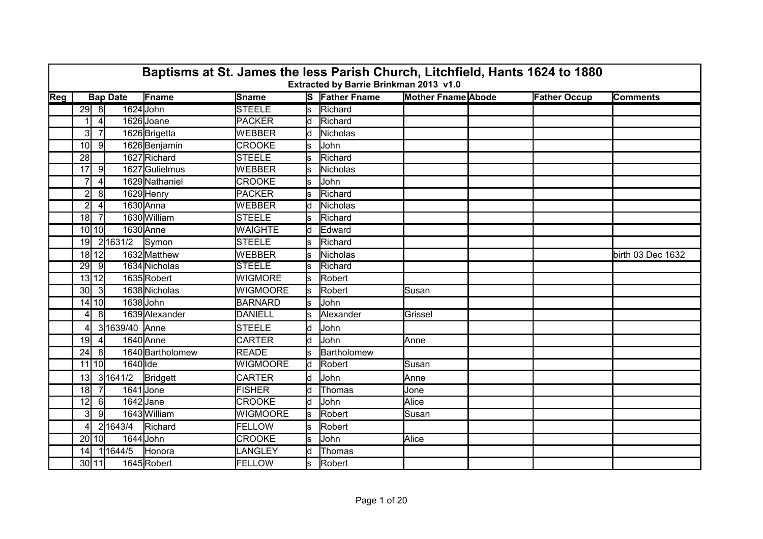# Baptisms at St. James the less Parish Church, Litchfield, Hants 1624 to 1880

**Extracted by Barrie Brinkman 2013 v1.0**

| Reg | Bap Date | | | Fname | Sname | S | Father Fname | Mother Fname | Abode | Father Occup | Comments |
|---|---|---|---|---|---|---|---|---|---|---|---|
| | 29 | 8 | 1624 | John | STEELE | s | Richard | | | | |
| | 1 | 4 | 1626 | Joane | PACKER | d | Richard | | | | |
| | 3 | 7 | 1626 | Brigetta | WEBBER | d | Nicholas | | | | |
| | 10 | 9 | 1626 | Benjamin | CROOKE | s | John | | | | |
| | 28 | | 1627 | Richard | STEELE | s | Richard | | | | |
| | 17 | 9 | 1627 | Gulielmus | WEBBER | s | Nicholas | | | | |
| | 7 | 4 | 1629 | Nathaniel | CROOKE | s | John | | | | |
| | 2 | 8 | 1629 | Henry | PACKER | s | Richard | | | | |
| | 2 | 4 | 1630 | Anna | WEBBER | d | Nicholas | | | | |
| | 18 | 7 | 1630 | William | STEELE | s | Richard | | | | |
| | 10 | 10 | 1630 | Anne | WAIGHTE | d | Edward | | | | |
| | 19 | 2 | 1631/2 | Symon | STEELE | s | Richard | | | | |
| | 18 | 12 | 1632 | Matthew | WEBBER | s | Nicholas | | | | birth 03 Dec 1632 |
| | 29 | 9 | 1634 | Nicholas | STEELE | s | Richard | | | | |
| | 13 | 12 | 1635 | Robert | WIGMORE | s | Robert | | | | |
| | 30 | 3 | 1638 | Nicholas | WIGMOORE | s | Robert | Susan | | | |
| | 14 | 10 | 1638 | John | BARNARD | s | John | | | | |
| | 4 | 8 | 1639 | Alexander | DANIELL | s | Alexander | Grissel | | | |
| | 4 | 3 | 1639/40 | Anne | STEELE | d | John | | | | |
| | 19 | 4 | 1640 | Anne | CARTER | d | John | Anne | | | |
| | 24 | 8 | 1640 | Bartholomew | READE | s | Bartholomew | | | | |
| | 11 | 10 | 1640 | Ide | WIGMOORE | d | Robert | Susan | | | |
| | 13 | 3 | 1641/2 | Bridgett | CARTER | d | John | Anne | | | |
| | 18 | 7 | 1641 | Jone | FISHER | d | Thomas | Jone | | | |
| | 12 | 6 | 1642 | Jane | CROOKE | d | John | Alice | | | |
| | 3 | 9 | 1643 | William | WIGMOORE | s | Robert | Susan | | | |
| | 4 | 2 | 1643/4 | Richard | FELLOW | s | Robert | | | | |
| | 20 | 10 | 1644 | John | CROOKE | s | John | Alice | | | |
| | 14 | 1 | 1644/5 | Honora | LANGLEY | d | Thomas | | | | |
| | 30 | 11 | 1645 | Robert | FELLOW | s | Robert | | | | |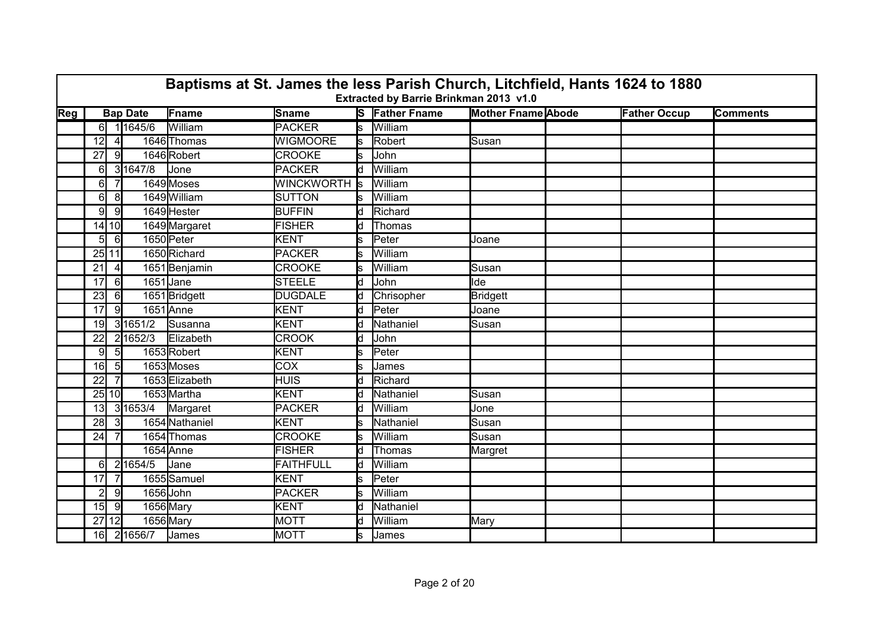# Baptisms at St. James the less Parish Church, Litchfield, Hants 1624 to 1880

**Extracted by Barrie Brinkman 2013 v1.0**

| Reg | Bap Date | | | Fname | Sname | S | Father Fname | Mother Fname | Abode | Father Occup | Comments |
|---|---|---|---|---|---|---|---|---|---|---|---|
| | 6 | 1 | 1645/6 | William | PACKER | s | William | | | | |
| | 12 | 4 | 1646 | Thomas | WIGMOORE | s | Robert | Susan | | | |
| | 27 | 9 | 1646 | Robert | CROOKE | s | John | | | | |
| | 6 | 3 | 1647/8 | Jone | PACKER | d | William | | | | |
| | 6 | 7 | 1649 | Moses | WINCKWORTH | s | William | | | | |
| | 6 | 8 | 1649 | William | SUTTON | s | William | | | | |
| | 9 | 9 | 1649 | Hester | BUFFIN | d | Richard | | | | |
| | 14 | 10 | 1649 | Margaret | FISHER | d | Thomas | | | | |
| | 5 | 6 | 1650 | Peter | KENT | s | Peter | Joane | | | |
| | 25 | 11 | 1650 | Richard | PACKER | s | William | | | | |
| | 21 | 4 | 1651 | Benjamin | CROOKE | s | William | Susan | | | |
| | 17 | 6 | 1651 | Jane | STEELE | d | John | Ide | | | |
| | 23 | 6 | 1651 | Bridgett | DUGDALE | d | Chrisopher | Bridgett | | | |
| | 17 | 9 | 1651 | Anne | KENT | d | Peter | Joane | | | |
| | 19 | 3 | 1651/2 | Susanna | KENT | d | Nathaniel | Susan | | | |
| | 22 | 2 | 1652/3 | Elizabeth | CROOK | d | John | | | | |
| | 9 | 5 | 1653 | Robert | KENT | s | Peter | | | | |
| | 16 | 5 | 1653 | Moses | COX | s | James | | | | |
| | 22 | 7 | 1653 | Elizabeth | HUIS | d | Richard | | | | |
| | 25 | 10 | 1653 | Martha | KENT | d | Nathaniel | Susan | | | |
| | 13 | 3 | 1653/4 | Margaret | PACKER | d | William | Jone | | | |
| | 28 | 3 | 1654 | Nathaniel | KENT | s | Nathaniel | Susan | | | |
| | 24 | 7 | 1654 | Thomas | CROOKE | s | William | Susan | | | |
| | | | 1654 | Anne | FISHER | d | Thomas | Margret | | | |
| | 6 | 2 | 1654/5 | Jane | FAITHFULL | d | William | | | | |
| | 17 | 7 | 1655 | Samuel | KENT | s | Peter | | | | |
| | 2 | 9 | 1656 | John | PACKER | s | William | | | | |
| | 15 | 9 | 1656 | Mary | KENT | d | Nathaniel | | | | |
| | 27 | 12 | 1656 | Mary | MOTT | d | William | Mary | | | |
| | 16 | 2 | 1656/7 | James | MOTT | s | James | | | | |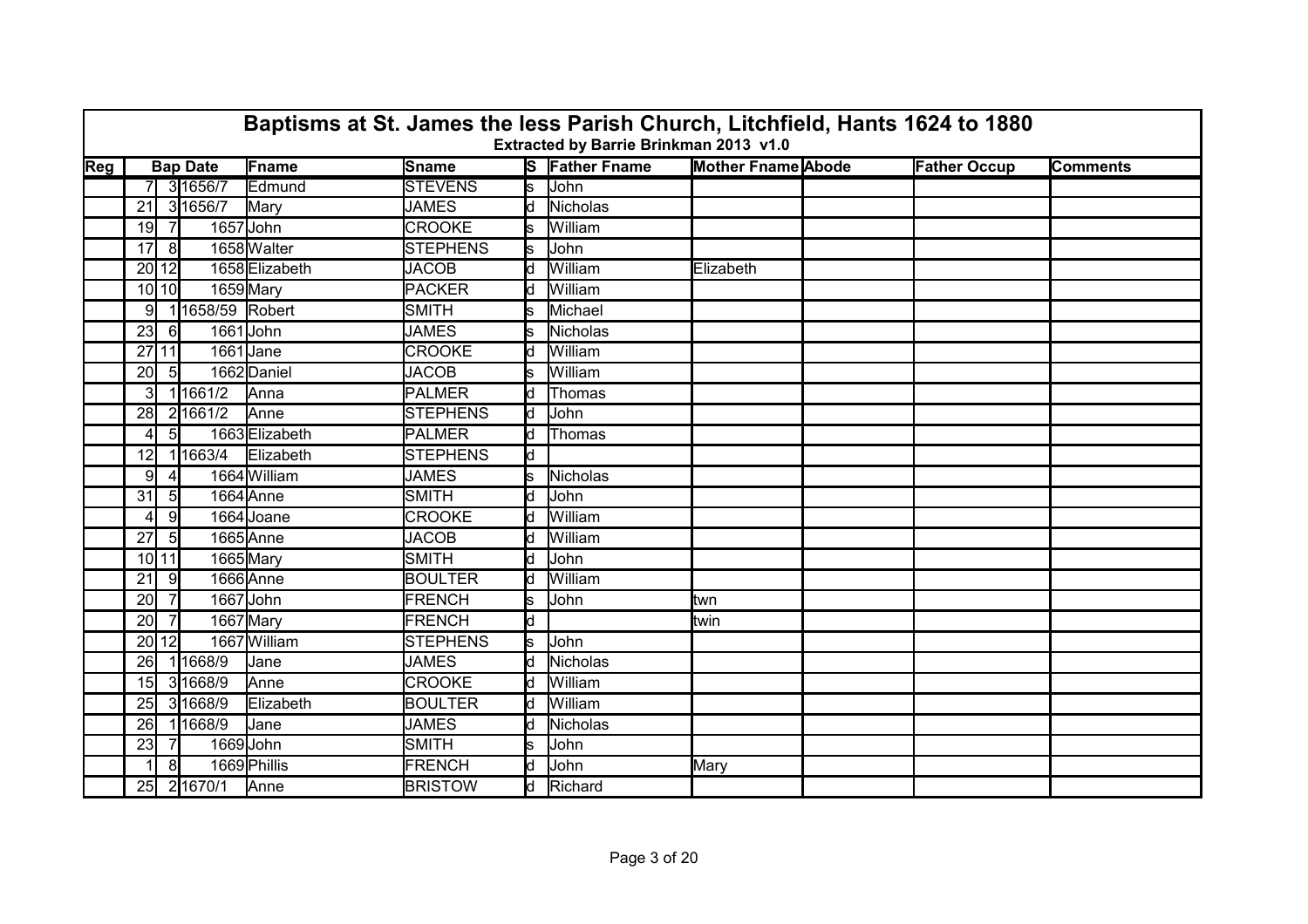# Baptisms at St. James the less Parish Church, Litchfield, Hants 1624 to 1880

**Extracted by Barrie Brinkman 2013 v1.0**

| Reg | Bap Date | | | Fname | Sname | S | Father Fname | Mother Fname | Abode | Father Occup | Comments |
|---|---|---|---|---|---|---|---|---|---|---|---|
| | 7 | 3 | 1656/7 | Edmund | STEVENS | s | John | | | | |
| | 21 | 3 | 1656/7 | Mary | JAMES | d | Nicholas | | | | |
| | 19 | 7 | 1657 | John | CROOKE | s | William | | | | |
| | 17 | 8 | 1658 | Walter | STEPHENS | s | John | | | | |
| | 20 | 12 | 1658 | Elizabeth | JACOB | d | William | Elizabeth | | | |
| | 10 | 10 | 1659 | Mary | PACKER | d | William | | | | |
| | 9 | 1 | 1658/59 | Robert | SMITH | s | Michael | | | | |
| | 23 | 6 | 1661 | John | JAMES | s | Nicholas | | | | |
| | 27 | 11 | 1661 | Jane | CROOKE | d | William | | | | |
| | 20 | 5 | 1662 | Daniel | JACOB | s | William | | | | |
| | 3 | 1 | 1661/2 | Anna | PALMER | d | Thomas | | | | |
| | 28 | 2 | 1661/2 | Anne | STEPHENS | d | John | | | | |
| | 4 | 5 | 1663 | Elizabeth | PALMER | d | Thomas | | | | |
| | 12 | 1 | 1663/4 | Elizabeth | STEPHENS | d | | | | | |
| | 9 | 4 | 1664 | William | JAMES | s | Nicholas | | | | |
| | 31 | 5 | 1664 | Anne | SMITH | d | John | | | | |
| | 4 | 9 | 1664 | Joane | CROOKE | d | William | | | | |
| | 27 | 5 | 1665 | Anne | JACOB | d | William | | | | |
| | 10 | 11 | 1665 | Mary | SMITH | d | John | | | | |
| | 21 | 9 | 1666 | Anne | BOULTER | d | William | | | | |
| | 20 | 7 | 1667 | John | FRENCH | s | John | twn | | | |
| | 20 | 7 | 1667 | Mary | FRENCH | d | | twin | | | |
| | 20 | 12 | 1667 | William | STEPHENS | s | John | | | | |
| | 26 | 1 | 1668/9 | Jane | JAMES | d | Nicholas | | | | |
| | 15 | 3 | 1668/9 | Anne | CROOKE | d | William | | | | |
| | 25 | 3 | 1668/9 | Elizabeth | BOULTER | d | William | | | | |
| | 26 | 1 | 1668/9 | Jane | JAMES | d | Nicholas | | | | |
| | 23 | 7 | 1669 | John | SMITH | s | John | | | | |
| | 1 | 8 | 1669 | Phillis | FRENCH | d | John | Mary | | | |
| | 25 | 2 | 1670/1 | Anne | BRISTOW | d | Richard | | | | |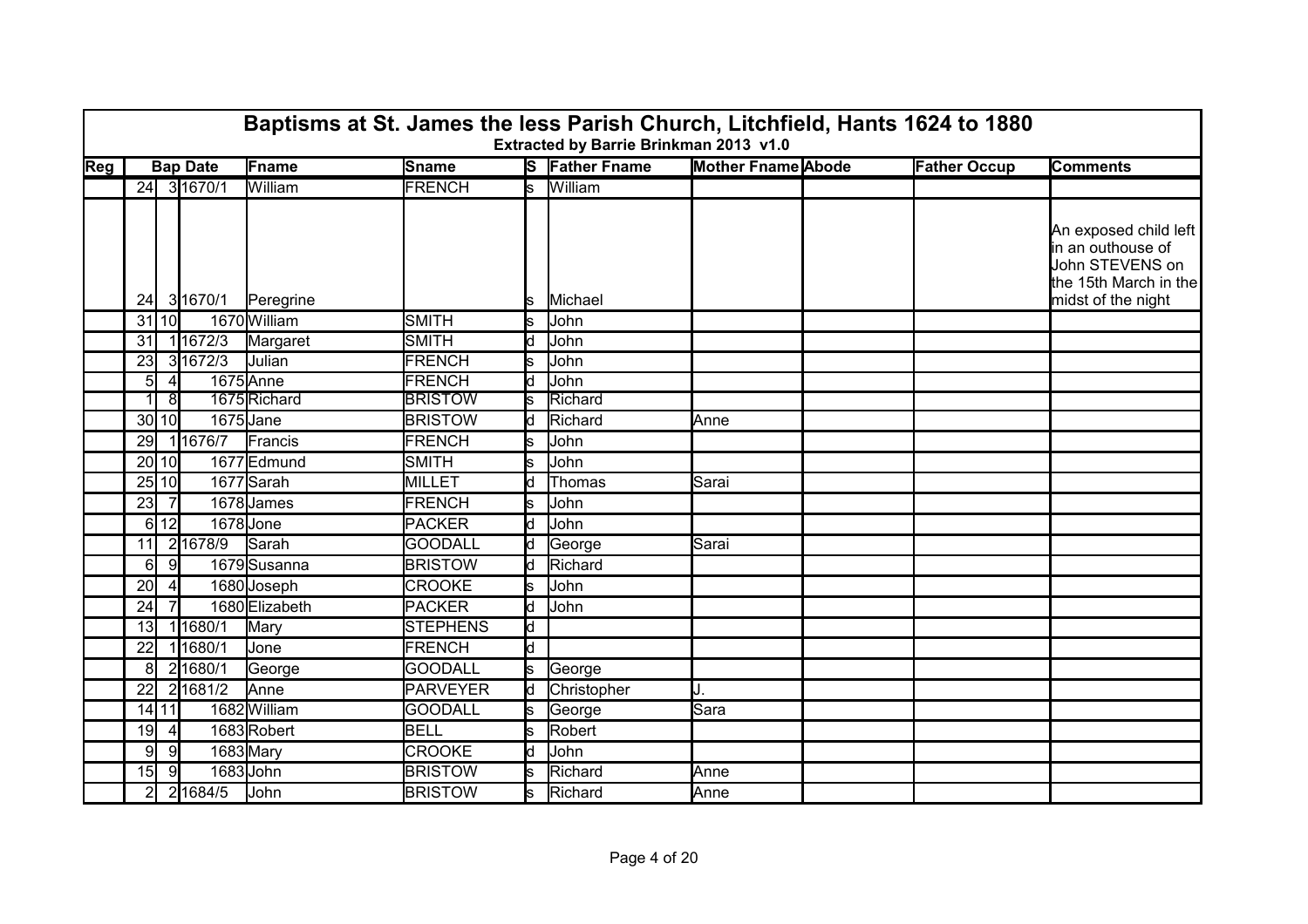# Baptisms at St. James the less Parish Church, Litchfield, Hants 1624 to 1880

**Extracted by Barrie Brinkman 2013 v1.0**

| Reg | Bap Date | | | Fname | Sname | S | Father Fname | Mother Fname | Abode | Father Occup | Comments |
|---|---|---|---|---|---|---|---|---|---|---|---|
| | 24 | 3 | 1670/1 | William | FRENCH | s | William | | | | |
| | 24 | 3 | 1670/1 | Peregrine | | s | Michael | | | | An exposed child left in an outhouse of John STEVENS on the 15th March in the midst of the night |
| | 31 | 10 | 1670 | William | SMITH | s | John | | | | |
| | 31 | 1 | 1672/3 | Margaret | SMITH | d | John | | | | |
| | 23 | 3 | 1672/3 | Julian | FRENCH | s | John | | | | |
| | 5 | 4 | 1675 | Anne | FRENCH | d | John | | | | |
| | 1 | 8 | 1675 | Richard | BRISTOW | s | Richard | | | | |
| | 30 | 10 | 1675 | Jane | BRISTOW | d | Richard | Anne | | | |
| | 29 | 1 | 1676/7 | Francis | FRENCH | s | John | | | | |
| | 20 | 10 | 1677 | Edmund | SMITH | s | John | | | | |
| | 25 | 10 | 1677 | Sarah | MILLET | d | Thomas | Sarai | | | |
| | 23 | 7 | 1678 | James | FRENCH | s | John | | | | |
| | 6 | 12 | 1678 | Jone | PACKER | d | John | | | | |
| | 11 | 2 | 1678/9 | Sarah | GOODALL | d | George | Sarai | | | |
| | 6 | 9 | 1679 | Susanna | BRISTOW | d | Richard | | | | |
| | 20 | 4 | 1680 | Joseph | CROOKE | s | John | | | | |
| | 24 | 7 | 1680 | Elizabeth | PACKER | d | John | | | | |
| | 13 | 1 | 1680/1 | Mary | STEPHENS | d | | | | | |
| | 22 | 1 | 1680/1 | Jone | FRENCH | d | | | | | |
| | 8 | 2 | 1680/1 | George | GOODALL | s | George | | | | |
| | 22 | 2 | 1681/2 | Anne | PARVEYER | d | Christopher | J. | | | |
| | 14 | 11 | 1682 | William | GOODALL | s | George | Sara | | | |
| | 19 | 4 | 1683 | Robert | BELL | s | Robert | | | | |
| | 9 | 9 | 1683 | Mary | CROOKE | d | John | | | | |
| | 15 | 9 | 1683 | John | BRISTOW | s | Richard | Anne | | | |
| | 2 | 2 | 1684/5 | John | BRISTOW | s | Richard | Anne | | | |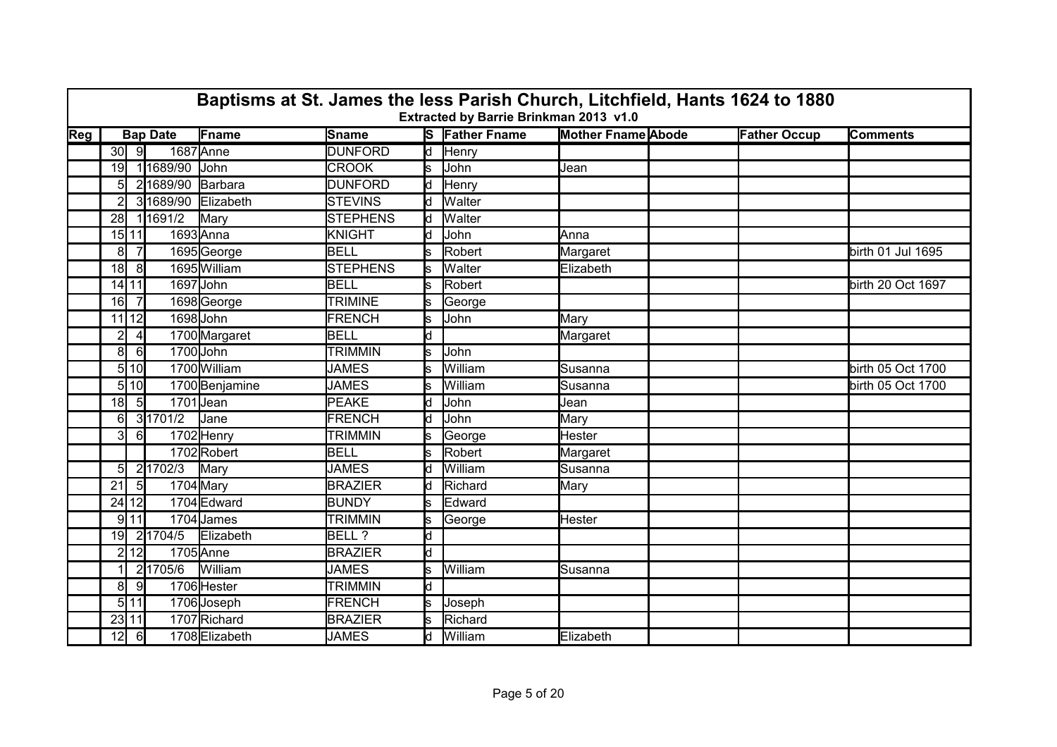# Baptisms at St. James the less Parish Church, Litchfield, Hants 1624 to 1880

**Extracted by Barrie Brinkman 2013 v1.0**

| Reg | Bap Date | | | Fname | Sname | S | Father Fname | Mother Fname | Abode | Father Occup | Comments |
|---|---|---|---|---|---|---|---|---|---|---|---|
| | 30 | 9 | 1687 | Anne | DUNFORD | d | Henry | | | | |
| | 19 | 1 | 1689/90 | John | CROOK | s | John | Jean | | | |
| | 5 | 2 | 1689/90 | Barbara | DUNFORD | d | Henry | | | | |
| | 2 | 3 | 1689/90 | Elizabeth | STEVINS | d | Walter | | | | |
| | 28 | 1 | 1691/2 | Mary | STEPHENS | d | Walter | | | | |
| | 15 | 11 | 1693 | Anna | KNIGHT | d | John | Anna | | | |
| | 8 | 7 | 1695 | George | BELL | s | Robert | Margaret | | | birth 01 Jul 1695 |
| | 18 | 8 | 1695 | William | STEPHENS | s | Walter | Elizabeth | | | |
| | 14 | 11 | 1697 | John | BELL | s | Robert | | | | birth 20 Oct 1697 |
| | 16 | 7 | 1698 | George | TRIMINE | s | George | | | | |
| | 11 | 12 | 1698 | John | FRENCH | s | John | Mary | | | |
| | 2 | 4 | 1700 | Margaret | BELL | d | | Margaret | | | |
| | 8 | 6 | 1700 | John | TRIMMIN | s | John | | | | |
| | 5 | 10 | 1700 | William | JAMES | s | William | Susanna | | | birth 05 Oct 1700 |
| | 5 | 10 | 1700 | Benjamine | JAMES | s | William | Susanna | | | birth 05 Oct 1700 |
| | 18 | 5 | 1701 | Jean | PEAKE | d | John | Jean | | | |
| | 6 | 3 | 1701/2 | Jane | FRENCH | d | John | Mary | | | |
| | 3 | 6 | 1702 | Henry | TRIMMIN | s | George | Hester | | | |
| | | | 1702 | Robert | BELL | s | Robert | Margaret | | | |
| | 5 | 2 | 1702/3 | Mary | JAMES | d | William | Susanna | | | |
| | 21 | 5 | 1704 | Mary | BRAZIER | d | Richard | Mary | | | |
| | 24 | 12 | 1704 | Edward | BUNDY | s | Edward | | | | |
| | 9 | 11 | 1704 | James | TRIMMIN | s | George | Hester | | | |
| | 19 | 2 | 1704/5 | Elizabeth | BELL ? | d | | | | | |
| | 2 | 12 | 1705 | Anne | BRAZIER | d | | | | | |
| | 1 | 2 | 1705/6 | William | JAMES | s | William | Susanna | | | |
| | 8 | 9 | 1706 | Hester | TRIMMIN | d | | | | | |
| | 5 | 11 | 1706 | Joseph | FRENCH | s | Joseph | | | | |
| | 23 | 11 | 1707 | Richard | BRAZIER | s | Richard | | | | |
| | 12 | 6 | 1708 | Elizabeth | JAMES | d | William | Elizabeth | | | |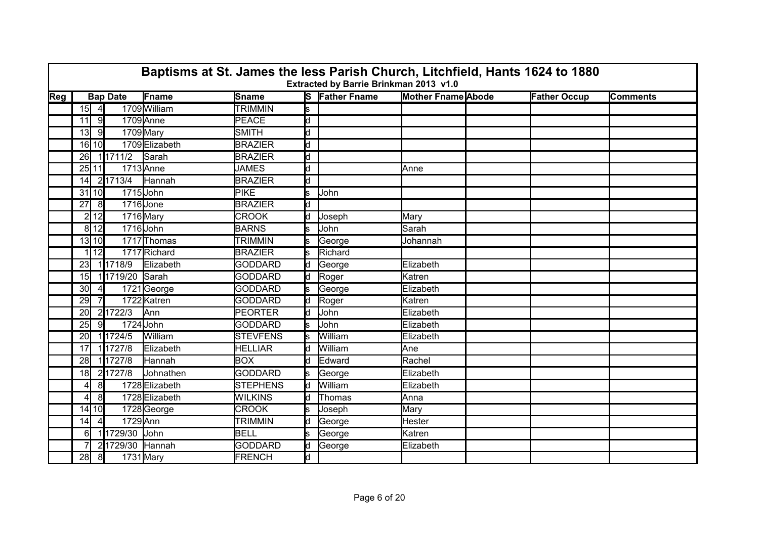# Baptisms at St. James the less Parish Church, Litchfield, Hants 1624 to 1880

Extracted by Barrie Brinkman 2013 v1.0

| Reg | Bap Date | | | Fname | Sname | S | Father Fname | Mother Fname | Abode | Father Occup | Comments |
|---|---|---|---|---|---|---|---|---|---|---|---|
| | 15 | 4 | 1709 | William | TRIMMIN | s | | | | | |
| | 11 | 9 | 1709 | Anne | PEACE | d | | | | | |
| | 13 | 9 | 1709 | Mary | SMITH | d | | | | | |
| | 16 | 10 | 1709 | Elizabeth | BRAZIER | d | | | | | |
| | 26 | 1 | 1711/2 | Sarah | BRAZIER | d | | | | | |
| | 25 | 11 | 1713 | Anne | JAMES | d | | Anne | | | |
| | 14 | 2 | 1713/4 | Hannah | BRAZIER | d | | | | | |
| | 31 | 10 | 1715 | John | PIKE | s | John | | | | |
| | 27 | 8 | 1716 | Jone | BRAZIER | d | | | | | |
| | 2 | 12 | 1716 | Mary | CROOK | d | Joseph | Mary | | | |
| | 8 | 12 | 1716 | John | BARNS | s | John | Sarah | | | |
| | 13 | 10 | 1717 | Thomas | TRIMMIN | s | George | Johannah | | | |
| | 1 | 12 | 1717 | Richard | BRAZIER | s | Richard | | | | |
| | 23 | 1 | 1718/9 | Elizabeth | GODDARD | d | George | Elizabeth | | | |
| | 15 | 1 | 1719/20 | Sarah | GODDARD | d | Roger | Katren | | | |
| | 30 | 4 | 1721 | George | GODDARD | s | George | Elizabeth | | | |
| | 29 | 7 | 1722 | Katren | GODDARD | d | Roger | Katren | | | |
| | 20 | 2 | 1722/3 | Ann | PEORTER | d | John | Elizabeth | | | |
| | 25 | 9 | 1724 | John | GODDARD | s | John | Elizabeth | | | |
| | 20 | 1 | 1724/5 | William | STEVFENS | s | William | Elizabeth | | | |
| | 17 | 1 | 1727/8 | Elizabeth | HELLIAR | d | William | Ane | | | |
| | 28 | 1 | 1727/8 | Hannah | BOX | d | Edward | Rachel | | | |
| | 18 | 2 | 1727/8 | Johnathen | GODDARD | s | George | Elizabeth | | | |
| | 4 | 8 | 1728 | Elizabeth | STEPHENS | d | William | Elizabeth | | | |
| | 4 | 8 | 1728 | Elizabeth | WILKINS | d | Thomas | Anna | | | |
| | 14 | 10 | 1728 | George | CROOK | s | Joseph | Mary | | | |
| | 14 | 4 | 1729 | Ann | TRIMMIN | d | George | Hester | | | |
| | 6 | 1 | 1729/30 | John | BELL | s | George | Katren | | | |
| | 7 | 2 | 1729/30 | Hannah | GODDARD | d | George | Elizabeth | | | |
| | 28 | 8 | 1731 | Mary | FRENCH | d | | | | | |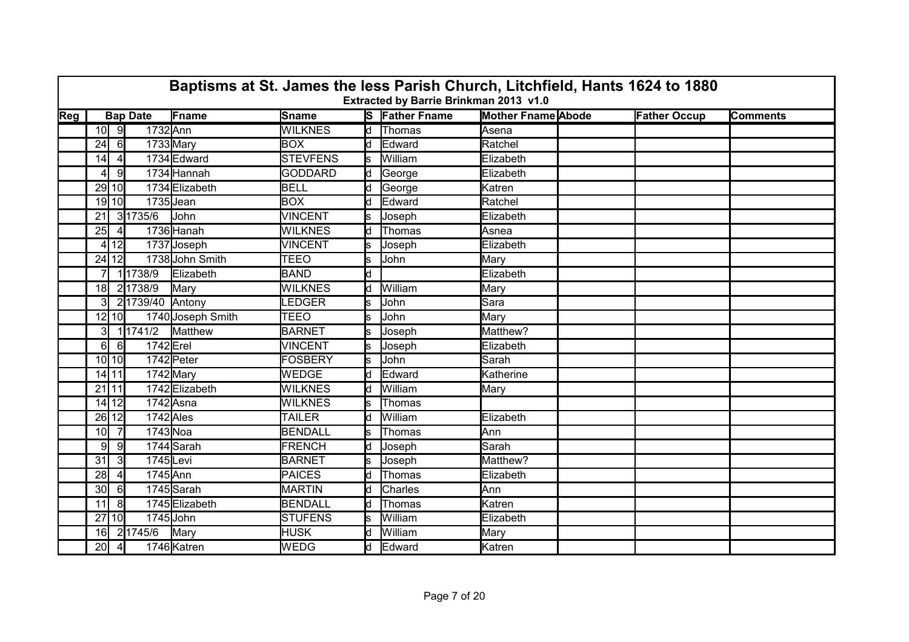# Baptisms at St. James the less Parish Church, Litchfield, Hants 1624 to 1880

**Extracted by Barrie Brinkman 2013 v1.0**

| Reg | Bap Date | | | Fname | Sname | S | Father Fname | Mother Fname | Abode | Father Occup | Comments |
|---|---|---|---|---|---|---|---|---|---|---|---|
| | 10 | 9 | 1732 | Ann | WILKNES | d | Thomas | Asena | | | |
| | 24 | 6 | 1733 | Mary | BOX | d | Edward | Ratchel | | | |
| | 14 | 4 | 1734 | Edward | STEVFENS | s | William | Elizabeth | | | |
| | 4 | 9 | 1734 | Hannah | GODDARD | d | George | Elizabeth | | | |
| | 29 | 10 | 1734 | Elizabeth | BELL | d | George | Katren | | | |
| | 19 | 10 | 1735 | Jean | BOX | d | Edward | Ratchel | | | |
| | 21 | 3 | 1735/6 | John | VINCENT | s | Joseph | Elizabeth | | | |
| | 25 | 4 | 1736 | Hanah | WILKNES | d | Thomas | Asnea | | | |
| | 4 | 12 | 1737 | Joseph | VINCENT | s | Joseph | Elizabeth | | | |
| | 24 | 12 | 1738 | John Smith | TEEO | s | John | Mary | | | |
| | 7 | 1 | 1738/9 | Elizabeth | BAND | d | | Elizabeth | | | |
| | 18 | 2 | 1738/9 | Mary | WILKNES | d | William | Mary | | | |
| | 3 | 2 | 1739/40 | Antony | LEDGER | s | John | Sara | | | |
| | 12 | 10 | 1740 | Joseph Smith | TEEO | s | John | Mary | | | |
| | 3 | 1 | 1741/2 | Matthew | BARNET | s | Joseph | Matthew? | | | |
| | 6 | 6 | 1742 | Erel | VINCENT | s | Joseph | Elizabeth | | | |
| | 10 | 10 | 1742 | Peter | FOSBERY | s | John | Sarah | | | |
| | 14 | 11 | 1742 | Mary | WEDGE | d | Edward | Katherine | | | |
| | 21 | 11 | 1742 | Elizabeth | WILKNES | d | William | Mary | | | |
| | 14 | 12 | 1742 | Asna | WILKNES | s | Thomas | | | | |
| | 26 | 12 | 1742 | Ales | TAILER | d | William | Elizabeth | | | |
| | 10 | 7 | 1743 | Noa | BENDALL | s | Thomas | Ann | | | |
| | 9 | 9 | 1744 | Sarah | FRENCH | d | Joseph | Sarah | | | |
| | 31 | 3 | 1745 | Levi | BARNET | s | Joseph | Matthew? | | | |
| | 28 | 4 | 1745 | Ann | PAICES | d | Thomas | Elizabeth | | | |
| | 30 | 6 | 1745 | Sarah | MARTIN | d | Charles | Ann | | | |
| | 11 | 8 | 1745 | Elizabeth | BENDALL | d | Thomas | Katren | | | |
| | 27 | 10 | 1745 | John | STUFENS | s | William | Elizabeth | | | |
| | 16 | 2 | 1745/6 | Mary | HUSK | d | William | Mary | | | |
| | 20 | 4 | 1746 | Katren | WEDG | d | Edward | Katren | | | |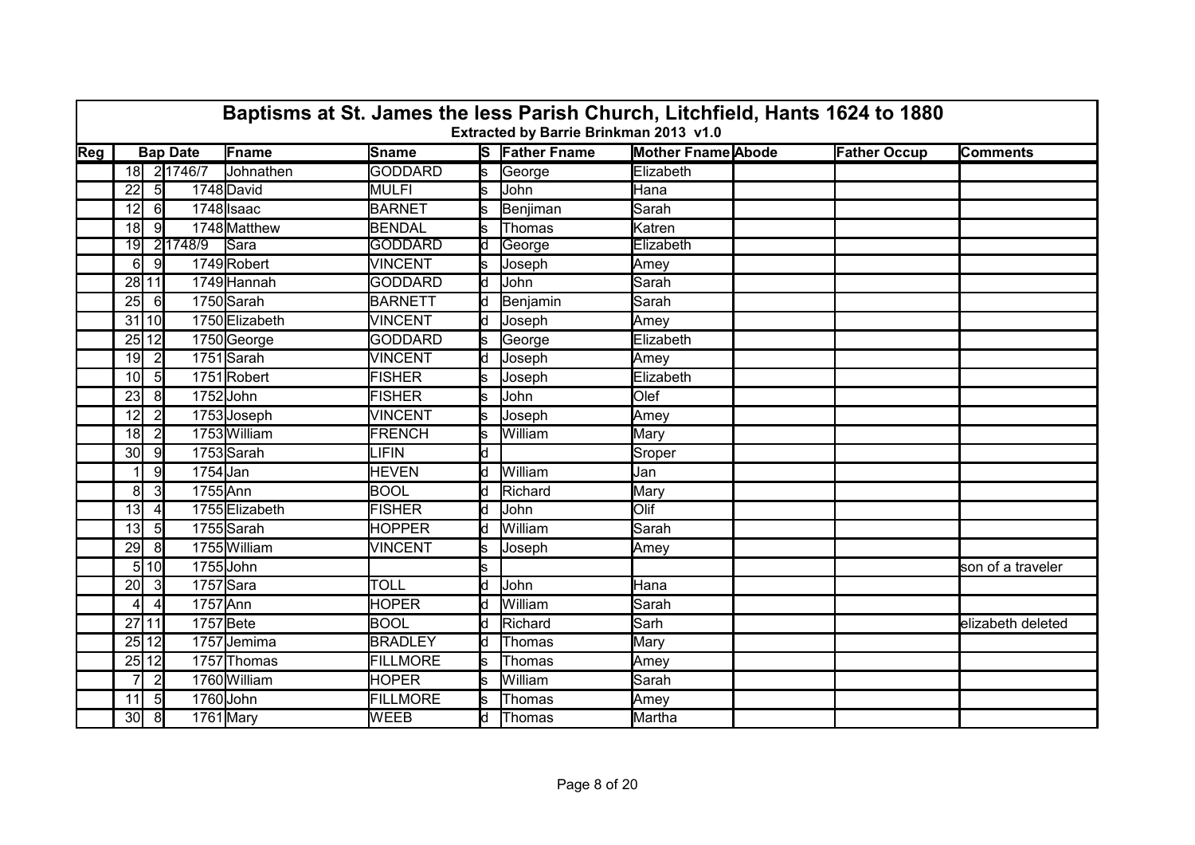## Baptisms at St. James the less Parish Church, Litchfield, Hants 1624 to 1880

**Extracted by Barrie Brinkman 2013 v1.0**

| Reg | Bap Date | | | Fname | Sname | S | Father Fname | Mother Fname | Abode | Father Occup | Comments |
|---|---|---|---|---|---|---|---|---|---|---|---|
| | 18 | 2 | 1746/7 | Johnathen | GODDARD | s | George | Elizabeth | | | |
| | 22 | 5 | 1748 | David | MULFI | s | John | Hana | | | |
| | 12 | 6 | 1748 | Isaac | BARNET | s | Benjiman | Sarah | | | |
| | 18 | 9 | 1748 | Matthew | BENDAL | s | Thomas | Katren | | | |
| | 19 | 2 | 1748/9 | Sara | GODDARD | d | George | Elizabeth | | | |
| | 6 | 9 | 1749 | Robert | VINCENT | s | Joseph | Amey | | | |
| | 28 | 11 | 1749 | Hannah | GODDARD | d | John | Sarah | | | |
| | 25 | 6 | 1750 | Sarah | BARNETT | d | Benjamin | Sarah | | | |
| | 31 | 10 | 1750 | Elizabeth | VINCENT | d | Joseph | Amey | | | |
| | 25 | 12 | 1750 | George | GODDARD | s | George | Elizabeth | | | |
| | 19 | 2 | 1751 | Sarah | VINCENT | d | Joseph | Amey | | | |
| | 10 | 5 | 1751 | Robert | FISHER | s | Joseph | Elizabeth | | | |
| | 23 | 8 | 1752 | John | FISHER | s | John | Olef | | | |
| | 12 | 2 | 1753 | Joseph | VINCENT | s | Joseph | Amey | | | |
| | 18 | 2 | 1753 | William | FRENCH | s | William | Mary | | | |
| | 30 | 9 | 1753 | Sarah | LIFIN | d | | Sroper | | | |
| | 1 | 9 | 1754 | Jan | HEVEN | d | William | Jan | | | |
| | 8 | 3 | 1755 | Ann | BOOL | d | Richard | Mary | | | |
| | 13 | 4 | 1755 | Elizabeth | FISHER | d | John | Olif | | | |
| | 13 | 5 | 1755 | Sarah | HOPPER | d | William | Sarah | | | |
| | 29 | 8 | 1755 | William | VINCENT | s | Joseph | Amey | | | |
| | 5 | 10 | 1755 | John | | s | | | | | son of a traveler |
| | 20 | 3 | 1757 | Sara | TOLL | d | John | Hana | | | |
| | 4 | 4 | 1757 | Ann | HOPER | d | William | Sarah | | | |
| | 27 | 11 | 1757 | Bete | BOOL | d | Richard | Sarh | | | elizabeth deleted |
| | 25 | 12 | 1757 | Jemima | BRADLEY | d | Thomas | Mary | | | |
| | 25 | 12 | 1757 | Thomas | FILLMORE | s | Thomas | Amey | | | |
| | 7 | 2 | 1760 | William | HOPER | s | William | Sarah | | | |
| | 11 | 5 | 1760 | John | FILLMORE | s | Thomas | Amey | | | |
| | 30 | 8 | 1761 | Mary | WEEB | d | Thomas | Martha | | | |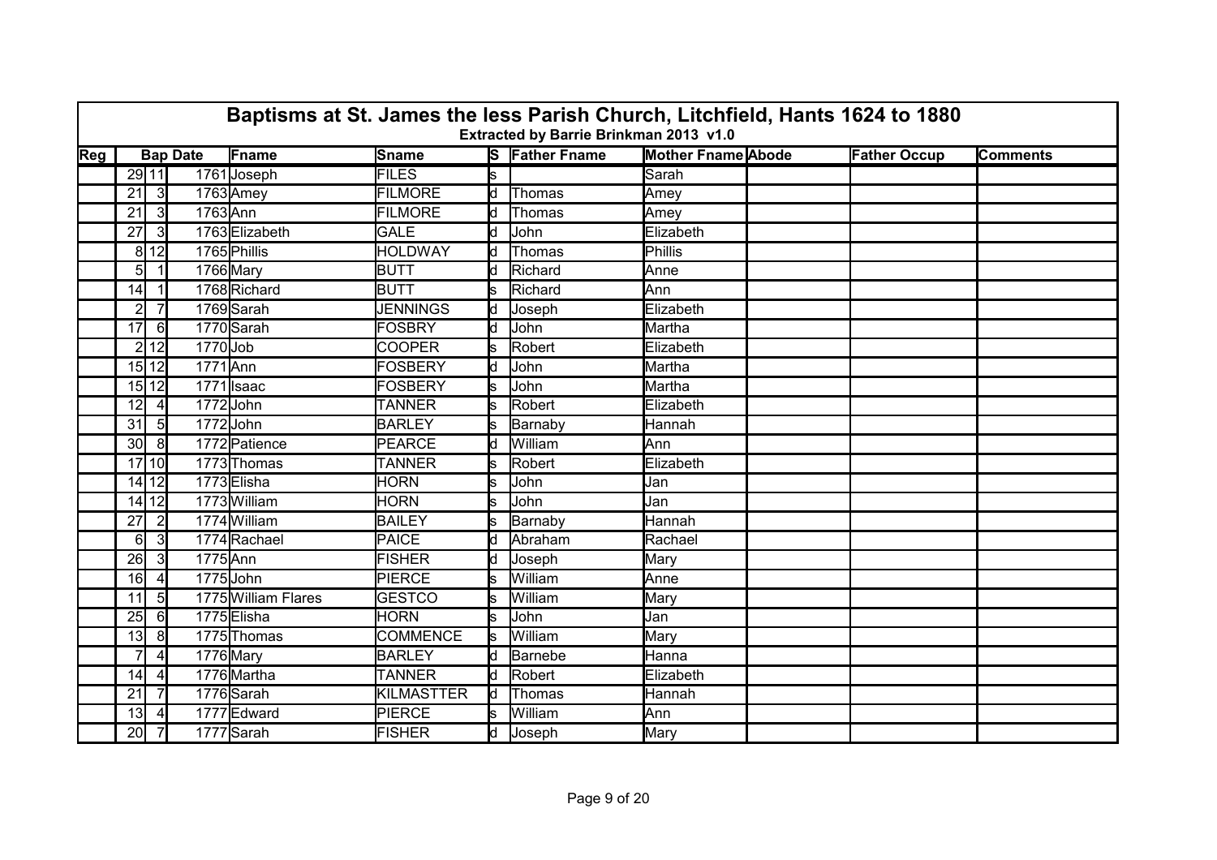# Baptisms at St. James the less Parish Church, Litchfield, Hants 1624 to 1880

**Extracted by Barrie Brinkman 2013 v1.0**

| Reg | Bap Date | | | Fname | Sname | S | Father Fname | Mother Fname | Abode | Father Occup | Comments |
|---|---|---|---|---|---|---|---|---|---|---|---|
| | 29 | 11 | 1761 | Joseph | FILES | s | | Sarah | | | |
| | 21 | 3 | 1763 | Amey | FILMORE | d | Thomas | Amey | | | |
| | 21 | 3 | 1763 | Ann | FILMORE | d | Thomas | Amey | | | |
| | 27 | 3 | 1763 | Elizabeth | GALE | d | John | Elizabeth | | | |
| | 8 | 12 | 1765 | Phillis | HOLDWAY | d | Thomas | Phillis | | | |
| | 5 | 1 | 1766 | Mary | BUTT | d | Richard | Anne | | | |
| | 14 | 1 | 1768 | Richard | BUTT | s | Richard | Ann | | | |
| | 2 | 7 | 1769 | Sarah | JENNINGS | d | Joseph | Elizabeth | | | |
| | 17 | 6 | 1770 | Sarah | FOSBRY | d | John | Martha | | | |
| | 2 | 12 | 1770 | Job | COOPER | s | Robert | Elizabeth | | | |
| | 15 | 12 | 1771 | Ann | FOSBERY | d | John | Martha | | | |
| | 15 | 12 | 1771 | Isaac | FOSBERY | s | John | Martha | | | |
| | 12 | 4 | 1772 | John | TANNER | s | Robert | Elizabeth | | | |
| | 31 | 5 | 1772 | John | BARLEY | s | Barnaby | Hannah | | | |
| | 30 | 8 | 1772 | Patience | PEARCE | d | William | Ann | | | |
| | 17 | 10 | 1773 | Thomas | TANNER | s | Robert | Elizabeth | | | |
| | 14 | 12 | 1773 | Elisha | HORN | s | John | Jan | | | |
| | 14 | 12 | 1773 | William | HORN | s | John | Jan | | | |
| | 27 | 2 | 1774 | William | BAILEY | s | Barnaby | Hannah | | | |
| | 6 | 3 | 1774 | Rachael | PAICE | d | Abraham | Rachael | | | |
| | 26 | 3 | 1775 | Ann | FISHER | d | Joseph | Mary | | | |
| | 16 | 4 | 1775 | John | PIERCE | s | William | Anne | | | |
| | 11 | 5 | 1775 | William Flares | GESTCO | s | William | Mary | | | |
| | 25 | 6 | 1775 | Elisha | HORN | s | John | Jan | | | |
| | 13 | 8 | 1775 | Thomas | COMMENCE | s | William | Mary | | | |
| | 7 | 4 | 1776 | Mary | BARLEY | d | Barnebe | Hanna | | | |
| | 14 | 4 | 1776 | Martha | TANNER | d | Robert | Elizabeth | | | |
| | 21 | 7 | 1776 | Sarah | KILMASTTER | d | Thomas | Hannah | | | |
| | 13 | 4 | 1777 | Edward | PIERCE | s | William | Ann | | | |
| | 20 | 7 | 1777 | Sarah | FISHER | d | Joseph | Mary | | | |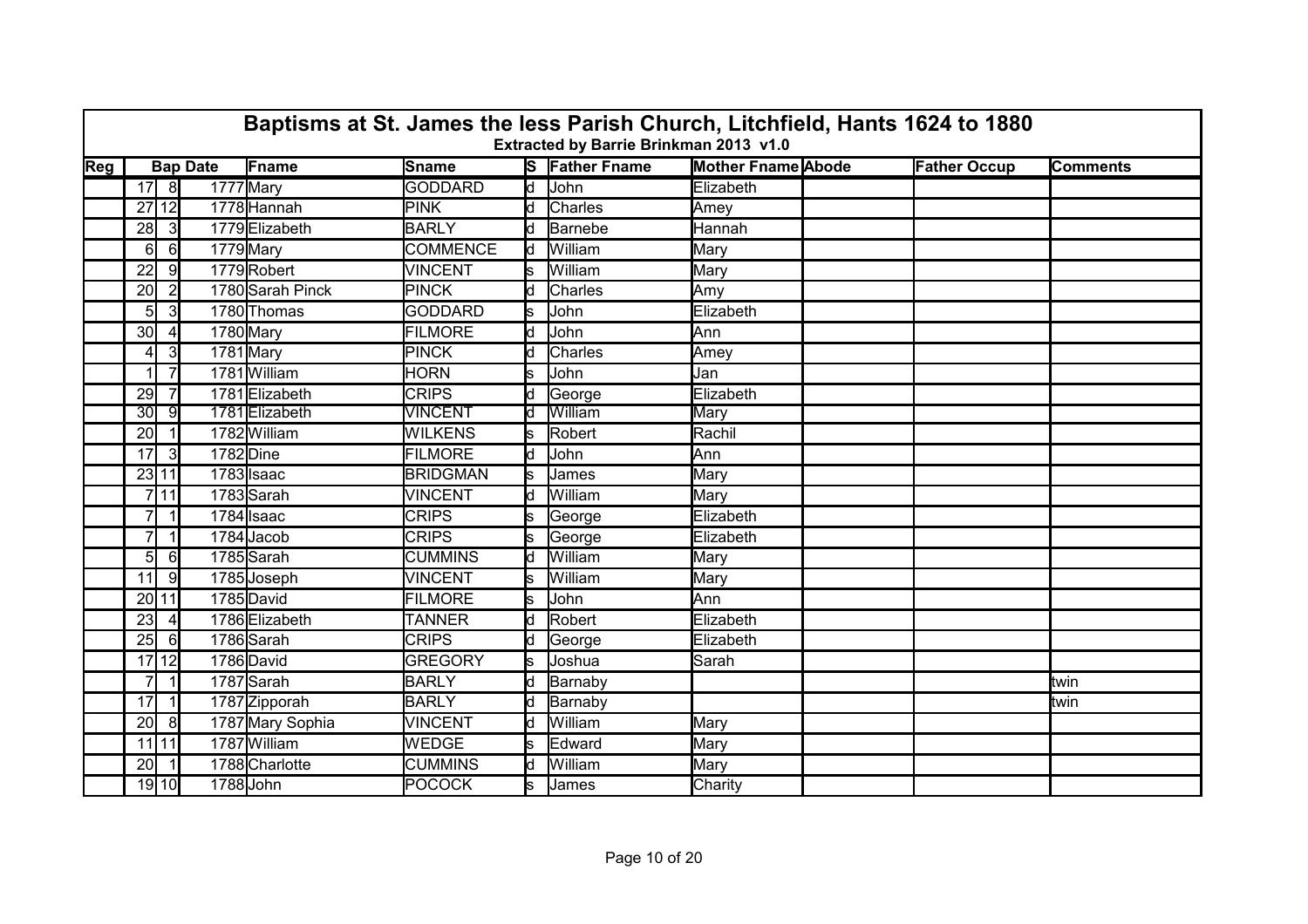# Baptisms at St. James the less Parish Church, Litchfield, Hants 1624 to 1880

### Extracted by Barrie Brinkman 2013 v1.0

| Reg | Bap Date | | | Fname | Sname | S | Father Fname | Mother Fname | Abode | Father Occup | Comments |
|---|---|---|---|---|---|---|---|---|---|---|---|
| | 17 | 8 | 1777 | Mary | GODDARD | d | John | Elizabeth | | | |
| | 27 | 12 | 1778 | Hannah | PINK | d | Charles | Amey | | | |
| | 28 | 3 | 1779 | Elizabeth | BARLY | d | Barnebe | Hannah | | | |
| | 6 | 6 | 1779 | Mary | COMMENCE | d | William | Mary | | | |
| | 22 | 9 | 1779 | Robert | VINCENT | s | William | Mary | | | |
| | 20 | 2 | 1780 | Sarah Pinck | PINCK | d | Charles | Amy | | | |
| | 5 | 3 | 1780 | Thomas | GODDARD | s | John | Elizabeth | | | |
| | 30 | 4 | 1780 | Mary | FILMORE | d | John | Ann | | | |
| | 4 | 3 | 1781 | Mary | PINCK | d | Charles | Amey | | | |
| | 1 | 7 | 1781 | William | HORN | s | John | Jan | | | |
| | 29 | 7 | 1781 | Elizabeth | CRIPS | d | George | Elizabeth | | | |
| | 30 | 9 | 1781 | Elizabeth | VINCENT | d | William | Mary | | | |
| | 20 | 1 | 1782 | William | WILKENS | s | Robert | Rachil | | | |
| | 17 | 3 | 1782 | Dine | FILMORE | d | John | Ann | | | |
| | 23 | 11 | 1783 | Isaac | BRIDGMAN | s | James | Mary | | | |
| | 7 | 11 | 1783 | Sarah | VINCENT | d | William | Mary | | | |
| | 7 | 1 | 1784 | Isaac | CRIPS | s | George | Elizabeth | | | |
| | 7 | 1 | 1784 | Jacob | CRIPS | s | George | Elizabeth | | | |
| | 5 | 6 | 1785 | Sarah | CUMMINS | d | William | Mary | | | |
| | 11 | 9 | 1785 | Joseph | VINCENT | s | William | Mary | | | |
| | 20 | 11 | 1785 | David | FILMORE | s | John | Ann | | | |
| | 23 | 4 | 1786 | Elizabeth | TANNER | d | Robert | Elizabeth | | | |
| | 25 | 6 | 1786 | Sarah | CRIPS | d | George | Elizabeth | | | |
| | 17 | 12 | 1786 | David | GREGORY | s | Joshua | Sarah | | | |
| | 7 | 1 | 1787 | Sarah | BARLY | d | Barnaby | | | | twin |
| | 17 | 1 | 1787 | Zipporah | BARLY | d | Barnaby | | | | twin |
| | 20 | 8 | 1787 | Mary Sophia | VINCENT | d | William | Mary | | | |
| | 11 | 11 | 1787 | William | WEDGE | s | Edward | Mary | | | |
| | 20 | 1 | 1788 | Charlotte | CUMMINS | d | William | Mary | | | |
| | 19 | 10 | 1788 | John | POCOCK | s | James | Charity | | | |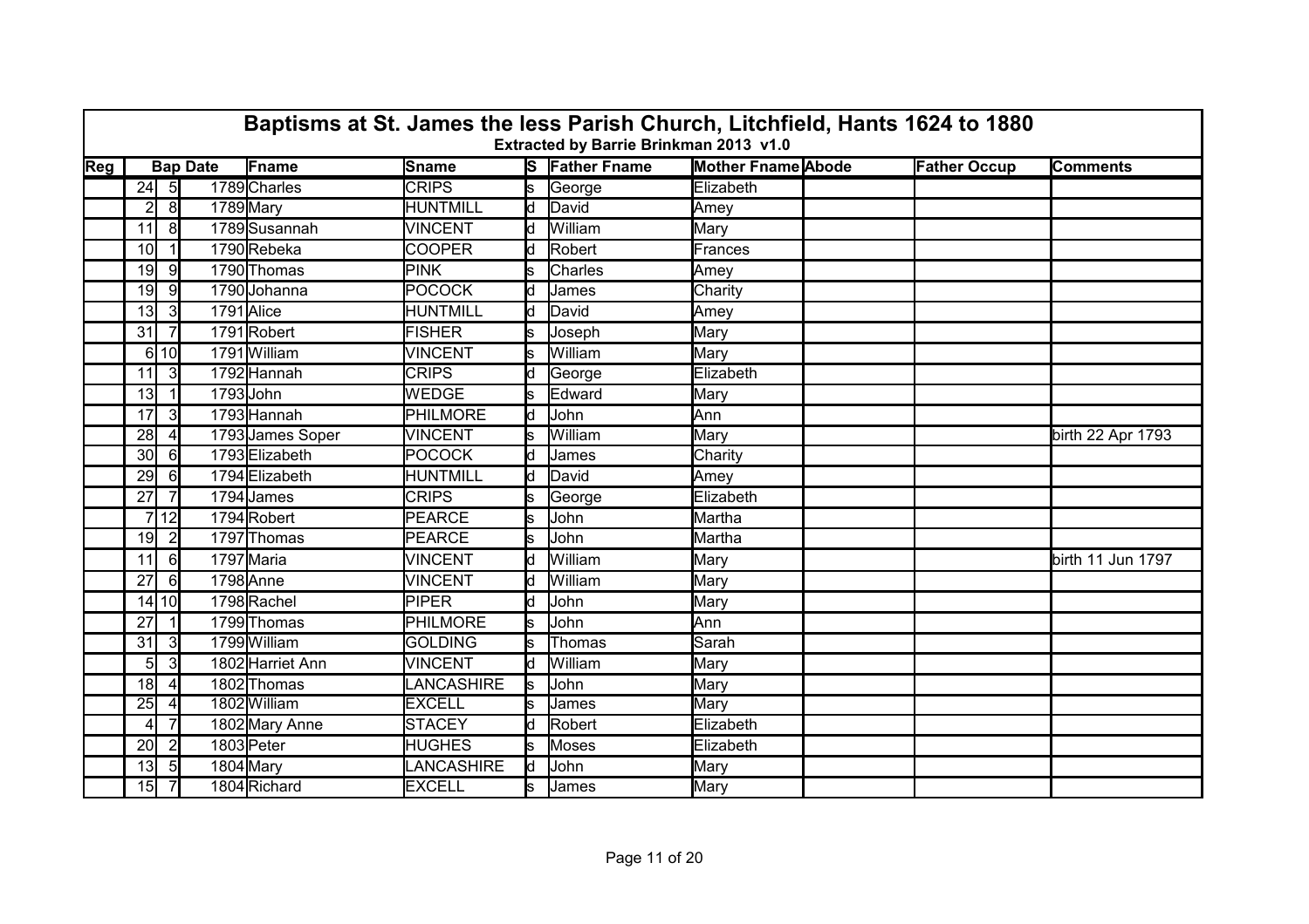# Baptisms at St. James the less Parish Church, Litchfield, Hants 1624 to 1880

**Extracted by Barrie Brinkman 2013 v1.0**

| Reg | Bap Date | | | Fname | Sname | S | Father Fname | Mother Fname | Abode | Father Occup | Comments |
|---|---|---|---|---|---|---|---|---|---|---|---|
| | 24 | 5 | 1789 | Charles | CRIPS | s | George | Elizabeth | | | |
| | 2 | 8 | 1789 | Mary | HUNTMILL | d | David | Amey | | | |
| | 11 | 8 | 1789 | Susannah | VINCENT | d | William | Mary | | | |
| | 10 | 1 | 1790 | Rebeka | COOPER | d | Robert | Frances | | | |
| | 19 | 9 | 1790 | Thomas | PINK | s | Charles | Amey | | | |
| | 19 | 9 | 1790 | Johanna | POCOCK | d | James | Charity | | | |
| | 13 | 3 | 1791 | Alice | HUNTMILL | d | David | Amey | | | |
| | 31 | 7 | 1791 | Robert | FISHER | s | Joseph | Mary | | | |
| | 6 | 10 | 1791 | William | VINCENT | s | William | Mary | | | |
| | 11 | 3 | 1792 | Hannah | CRIPS | d | George | Elizabeth | | | |
| | 13 | 1 | 1793 | John | WEDGE | s | Edward | Mary | | | |
| | 17 | 3 | 1793 | Hannah | PHILMORE | d | John | Ann | | | |
| | 28 | 4 | 1793 | James Soper | VINCENT | s | William | Mary | | | birth 22 Apr 1793 |
| | 30 | 6 | 1793 | Elizabeth | POCOCK | d | James | Charity | | | |
| | 29 | 6 | 1794 | Elizabeth | HUNTMILL | d | David | Amey | | | |
| | 27 | 7 | 1794 | James | CRIPS | s | George | Elizabeth | | | |
| | 7 | 12 | 1794 | Robert | PEARCE | s | John | Martha | | | |
| | 19 | 2 | 1797 | Thomas | PEARCE | s | John | Martha | | | |
| | 11 | 6 | 1797 | Maria | VINCENT | d | William | Mary | | | birth 11 Jun 1797 |
| | 27 | 6 | 1798 | Anne | VINCENT | d | William | Mary | | | |
| | 14 | 10 | 1798 | Rachel | PIPER | d | John | Mary | | | |
| | 27 | 1 | 1799 | Thomas | PHILMORE | s | John | Ann | | | |
| | 31 | 3 | 1799 | William | GOLDING | s | Thomas | Sarah | | | |
| | 5 | 3 | 1802 | Harriet Ann | VINCENT | d | William | Mary | | | |
| | 18 | 4 | 1802 | Thomas | LANCASHIRE | s | John | Mary | | | |
| | 25 | 4 | 1802 | William | EXCELL | s | James | Mary | | | |
| | 4 | 7 | 1802 | Mary Anne | STACEY | d | Robert | Elizabeth | | | |
| | 20 | 2 | 1803 | Peter | HUGHES | s | Moses | Elizabeth | | | |
| | 13 | 5 | 1804 | Mary | LANCASHIRE | d | John | Mary | | | |
| | 15 | 7 | 1804 | Richard | EXCELL | s | James | Mary | | | |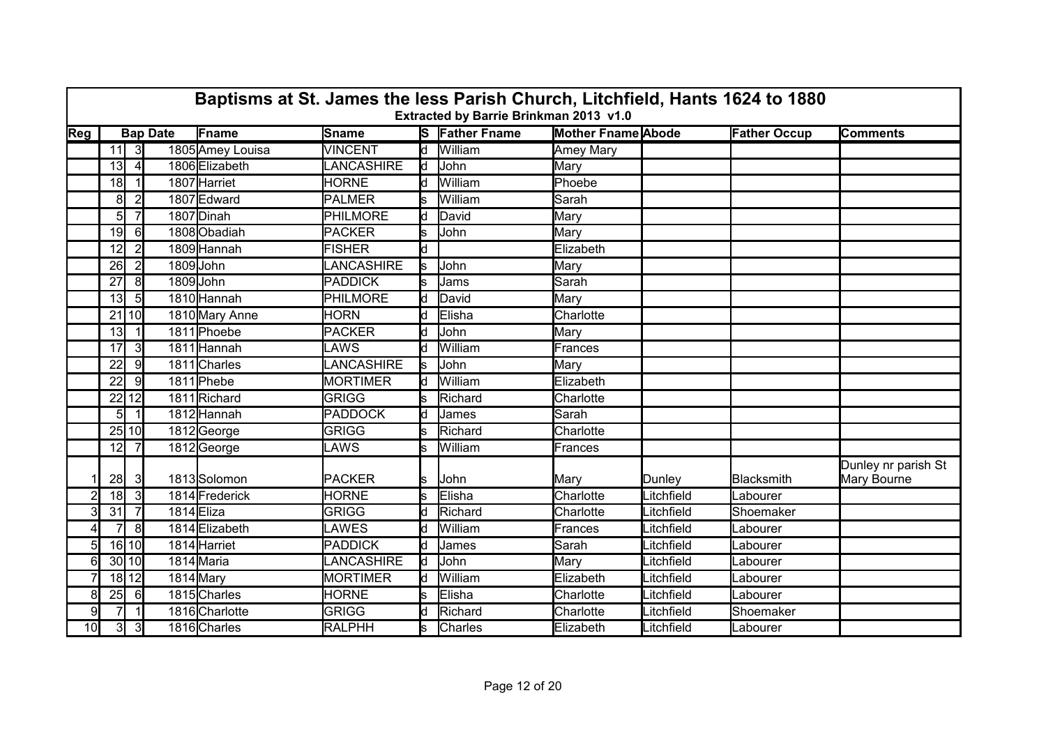# Baptisms at St. James the less Parish Church, Litchfield, Hants 1624 to 1880

**Extracted by Barrie Brinkman 2013 v1.0**

| Reg | Bap Date | | | Fname | Sname | S | Father Fname | Mother Fname | Abode | Father Occup | Comments |
|---|---|---|---|---|---|---|---|---|---|---|---|
| | 11 | 3 | 1805 | Amey Louisa | VINCENT | d | William | Amey Mary | | | |
| | 13 | 4 | 1806 | Elizabeth | LANCASHIRE | d | John | Mary | | | |
| | 18 | 1 | 1807 | Harriet | HORNE | d | William | Phoebe | | | |
| | 8 | 2 | 1807 | Edward | PALMER | s | William | Sarah | | | |
| | 5 | 7 | 1807 | Dinah | PHILMORE | d | David | Mary | | | |
| | 19 | 6 | 1808 | Obadiah | PACKER | s | John | Mary | | | |
| | 12 | 2 | 1809 | Hannah | FISHER | d | | Elizabeth | | | |
| | 26 | 2 | 1809 | John | LANCASHIRE | s | John | Mary | | | |
| | 27 | 8 | 1809 | John | PADDICK | s | Jams | Sarah | | | |
| | 13 | 5 | 1810 | Hannah | PHILMORE | d | David | Mary | | | |
| | 21 | 10 | 1810 | Mary Anne | HORN | d | Elisha | Charlotte | | | |
| | 13 | 1 | 1811 | Phoebe | PACKER | d | John | Mary | | | |
| | 17 | 3 | 1811 | Hannah | LAWS | d | William | Frances | | | |
| | 22 | 9 | 1811 | Charles | LANCASHIRE | s | John | Mary | | | |
| | 22 | 9 | 1811 | Phebe | MORTIMER | d | William | Elizabeth | | | |
| | 22 | 12 | 1811 | Richard | GRIGG | s | Richard | Charlotte | | | |
| | 5 | 1 | 1812 | Hannah | PADDOCK | d | James | Sarah | | | |
| | 25 | 10 | 1812 | George | GRIGG | s | Richard | Charlotte | | | |
| | 12 | 7 | 1812 | George | LAWS | s | William | Frances | | | |
| 1 | 28 | 3 | 1813 | Solomon | PACKER | s | John | Mary | Dunley | Blacksmith | Dunley nr parish St Mary Bourne |
| 2 | 18 | 3 | 1814 | Frederick | HORNE | s | Elisha | Charlotte | Litchfield | Labourer | |
| 3 | 31 | 7 | 1814 | Eliza | GRIGG | d | Richard | Charlotte | Litchfield | Shoemaker | |
| 4 | 7 | 8 | 1814 | Elizabeth | LAWES | d | William | Frances | Litchfield | Labourer | |
| 5 | 16 | 10 | 1814 | Harriet | PADDICK | d | James | Sarah | Litchfield | Labourer | |
| 6 | 30 | 10 | 1814 | Maria | LANCASHIRE | d | John | Mary | Litchfield | Labourer | |
| 7 | 18 | 12 | 1814 | Mary | MORTIMER | d | William | Elizabeth | Litchfield | Labourer | |
| 8 | 25 | 6 | 1815 | Charles | HORNE | s | Elisha | Charlotte | Litchfield | Labourer | |
| 9 | 7 | 1 | 1816 | Charlotte | GRIGG | d | Richard | Charlotte | Litchfield | Shoemaker | |
| 10 | 3 | 3 | 1816 | Charles | RALPHH | s | Charles | Elizabeth | Litchfield | Labourer | |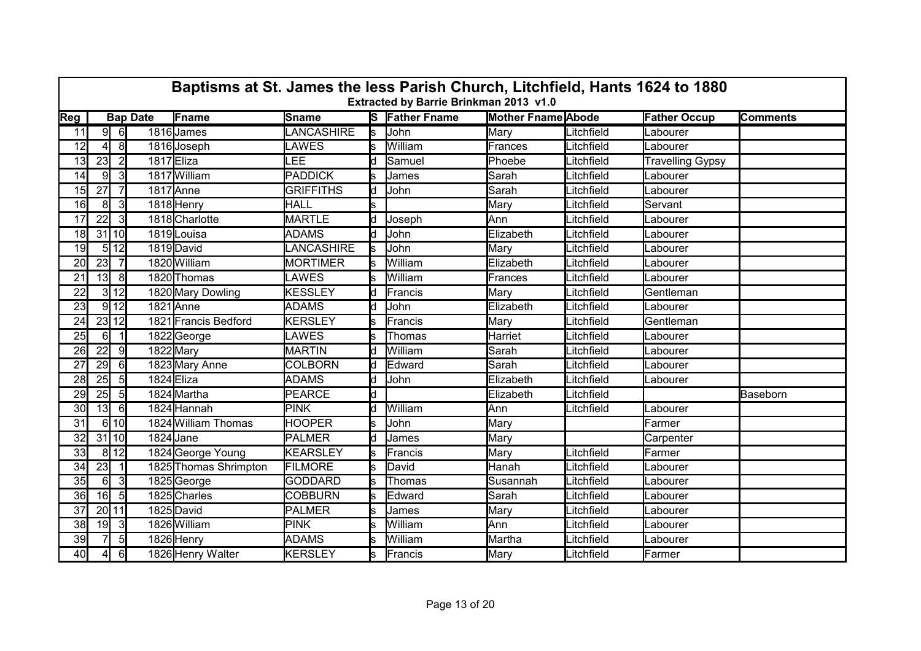# Baptisms at St. James the less Parish Church, Litchfield, Hants 1624 to 1880

**Extracted by Barrie Brinkman 2013 v1.0**

| Reg | Bap Date | | | Fname | Sname | S | Father Fname | Mother Fname | Abode | Father Occup | Comments |
|---|---|---|---|---|---|---|---|---|---|---|---|
| 11 | 9 | 6 | 1816 | James | LANCASHIRE | s | John | Mary | Litchfield | Labourer | |
| 12 | 4 | 8 | 1816 | Joseph | LAWES | s | William | Frances | Litchfield | Labourer | |
| 13 | 23 | 2 | 1817 | Eliza | LEE | d | Samuel | Phoebe | Litchfield | Travelling Gypsy | |
| 14 | 9 | 3 | 1817 | William | PADDICK | s | James | Sarah | Litchfield | Labourer | |
| 15 | 27 | 7 | 1817 | Anne | GRIFFITHS | d | John | Sarah | Litchfield | Labourer | |
| 16 | 8 | 3 | 1818 | Henry | HALL | s | | Mary | Litchfield | Servant | |
| 17 | 22 | 3 | 1818 | Charlotte | MARTLE | d | Joseph | Ann | Litchfield | Labourer | |
| 18 | 31 | 10 | 1819 | Louisa | ADAMS | d | John | Elizabeth | Litchfield | Labourer | |
| 19 | 5 | 12 | 1819 | David | LANCASHIRE | s | John | Mary | Litchfield | Labourer | |
| 20 | 23 | 7 | 1820 | William | MORTIMER | s | William | Elizabeth | Litchfield | Labourer | |
| 21 | 13 | 8 | 1820 | Thomas | LAWES | s | William | Frances | Litchfield | Labourer | |
| 22 | 3 | 12 | 1820 | Mary Dowling | KESSLEY | d | Francis | Mary | Litchfield | Gentleman | |
| 23 | 9 | 12 | 1821 | Anne | ADAMS | d | John | Elizabeth | Litchfield | Labourer | |
| 24 | 23 | 12 | 1821 | Francis Bedford | KERSLEY | s | Francis | Mary | Litchfield | Gentleman | |
| 25 | 6 | 1 | 1822 | George | LAWES | s | Thomas | Harriet | Litchfield | Labourer | |
| 26 | 22 | 9 | 1822 | Mary | MARTIN | d | William | Sarah | Litchfield | Labourer | |
| 27 | 29 | 6 | 1823 | Mary Anne | COLBORN | d | Edward | Sarah | Litchfield | Labourer | |
| 28 | 25 | 5 | 1824 | Eliza | ADAMS | d | John | Elizabeth | Litchfield | Labourer | |
| 29 | 25 | 5 | 1824 | Martha | PEARCE | d | | Elizabeth | Litchfield | | Baseborn |
| 30 | 13 | 6 | 1824 | Hannah | PINK | d | William | Ann | Litchfield | Labourer | |
| 31 | 6 | 10 | 1824 | William Thomas | HOOPER | s | John | Mary | | Farmer | |
| 32 | 31 | 10 | 1824 | Jane | PALMER | d | James | Mary | | Carpenter | |
| 33 | 8 | 12 | 1824 | George Young | KEARSLEY | s | Francis | Mary | Litchfield | Farmer | |
| 34 | 23 | 1 | 1825 | Thomas Shrimpton | FILMORE | s | David | Hanah | Litchfield | Labourer | |
| 35 | 6 | 3 | 1825 | George | GODDARD | s | Thomas | Susannah | Litchfield | Labourer | |
| 36 | 16 | 5 | 1825 | Charles | COBBURN | s | Edward | Sarah | Litchfield | Labourer | |
| 37 | 20 | 11 | 1825 | David | PALMER | s | James | Mary | Litchfield | Labourer | |
| 38 | 19 | 3 | 1826 | William | PINK | s | William | Ann | Litchfield | Labourer | |
| 39 | 7 | 5 | 1826 | Henry | ADAMS | s | William | Martha | Litchfield | Labourer | |
| 40 | 4 | 6 | 1826 | Henry Walter | KERSLEY | s | Francis | Mary | Litchfield | Farmer | |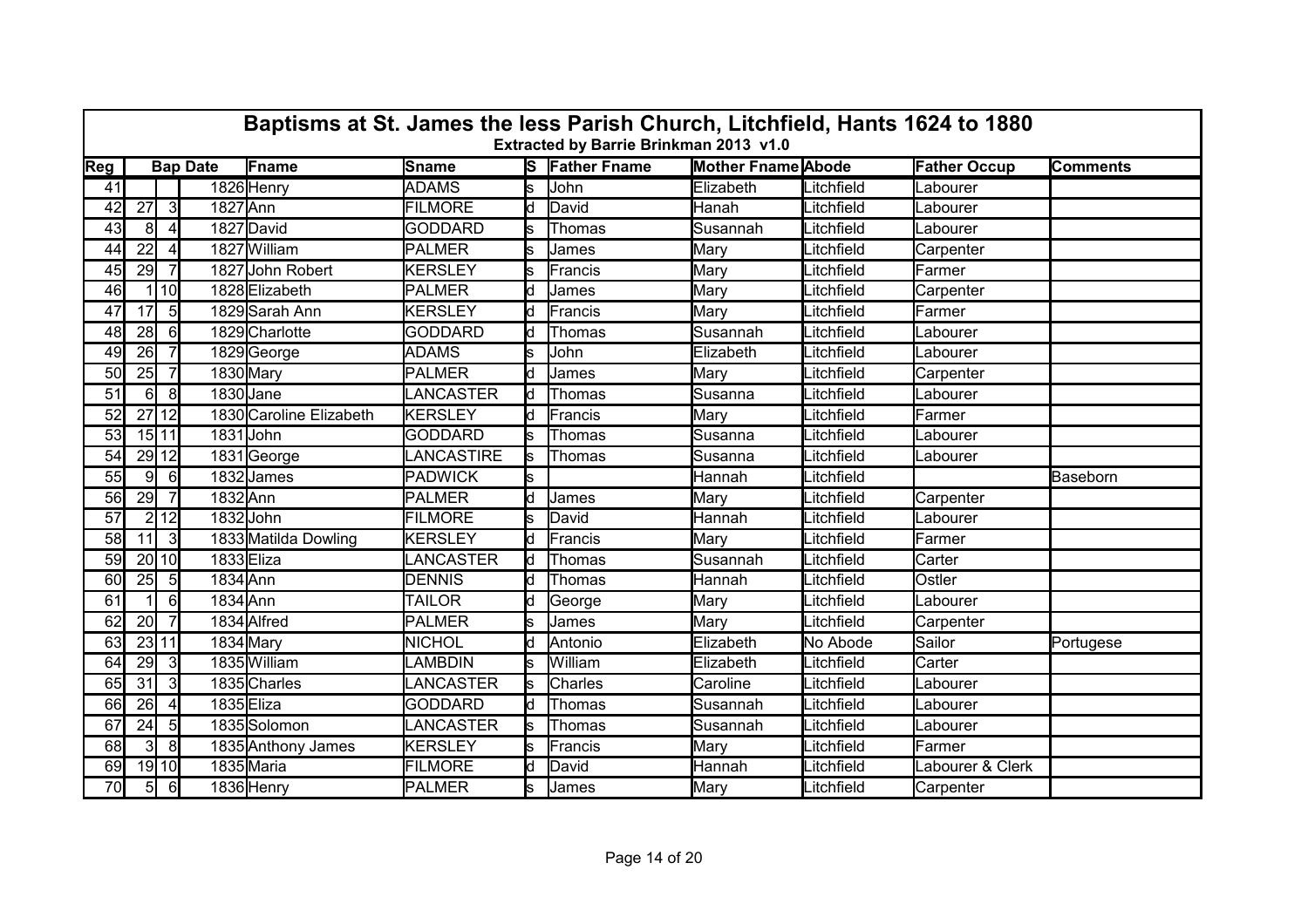# Baptisms at St. James the less Parish Church, Litchfield, Hants 1624 to 1880

**Extracted by Barrie Brinkman 2013 v1.0**

| Reg | Bap Date | | | Fname | Sname | S | Father Fname | Mother Fname | Abode | Father Occup | Comments |
|---|---|---|---|---|---|---|---|---|---|---|---|
| 41 | | | 1826 | Henry | ADAMS | s | John | Elizabeth | Litchfield | Labourer | |
| 42 | 27 | 3 | 1827 | Ann | FILMORE | d | David | Hanah | Litchfield | Labourer | |
| 43 | 8 | 4 | 1827 | David | GODDARD | s | Thomas | Susannah | Litchfield | Labourer | |
| 44 | 22 | 4 | 1827 | William | PALMER | s | James | Mary | Litchfield | Carpenter | |
| 45 | 29 | 7 | 1827 | John Robert | KERSLEY | s | Francis | Mary | Litchfield | Farmer | |
| 46 | 1 | 10 | 1828 | Elizabeth | PALMER | d | James | Mary | Litchfield | Carpenter | |
| 47 | 17 | 5 | 1829 | Sarah Ann | KERSLEY | d | Francis | Mary | Litchfield | Farmer | |
| 48 | 28 | 6 | 1829 | Charlotte | GODDARD | d | Thomas | Susannah | Litchfield | Labourer | |
| 49 | 26 | 7 | 1829 | George | ADAMS | s | John | Elizabeth | Litchfield | Labourer | |
| 50 | 25 | 7 | 1830 | Mary | PALMER | d | James | Mary | Litchfield | Carpenter | |
| 51 | 6 | 8 | 1830 | Jane | LANCASTER | d | Thomas | Susanna | Litchfield | Labourer | |
| 52 | 27 | 12 | 1830 | Caroline Elizabeth | KERSLEY | d | Francis | Mary | Litchfield | Farmer | |
| 53 | 15 | 11 | 1831 | John | GODDARD | s | Thomas | Susanna | Litchfield | Labourer | |
| 54 | 29 | 12 | 1831 | George | LANCASTIRE | s | Thomas | Susanna | Litchfield | Labourer | |
| 55 | 9 | 6 | 1832 | James | PADWICK | s | | Hannah | Litchfield | | Baseborn |
| 56 | 29 | 7 | 1832 | Ann | PALMER | d | James | Mary | Litchfield | Carpenter | |
| 57 | 2 | 12 | 1832 | John | FILMORE | s | David | Hannah | Litchfield | Labourer | |
| 58 | 11 | 3 | 1833 | Matilda Dowling | KERSLEY | d | Francis | Mary | Litchfield | Farmer | |
| 59 | 20 | 10 | 1833 | Eliza | LANCASTER | d | Thomas | Susannah | Litchfield | Carter | |
| 60 | 25 | 5 | 1834 | Ann | DENNIS | d | Thomas | Hannah | Litchfield | Ostler | |
| 61 | 1 | 6 | 1834 | Ann | TAILOR | d | George | Mary | Litchfield | Labourer | |
| 62 | 20 | 7 | 1834 | Alfred | PALMER | s | James | Mary | Litchfield | Carpenter | |
| 63 | 23 | 11 | 1834 | Mary | NICHOL | d | Antonio | Elizabeth | No Abode | Sailor | Portugese |
| 64 | 29 | 3 | 1835 | William | LAMBDIN | s | William | Elizabeth | Litchfield | Carter | |
| 65 | 31 | 3 | 1835 | Charles | LANCASTER | s | Charles | Caroline | Litchfield | Labourer | |
| 66 | 26 | 4 | 1835 | Eliza | GODDARD | d | Thomas | Susannah | Litchfield | Labourer | |
| 67 | 24 | 5 | 1835 | Solomon | LANCASTER | s | Thomas | Susannah | Litchfield | Labourer | |
| 68 | 3 | 8 | 1835 | Anthony James | KERSLEY | s | Francis | Mary | Litchfield | Farmer | |
| 69 | 19 | 10 | 1835 | Maria | FILMORE | d | David | Hannah | Litchfield | Labourer & Clerk | |
| 70 | 5 | 6 | 1836 | Henry | PALMER | s | James | Mary | Litchfield | Carpenter | |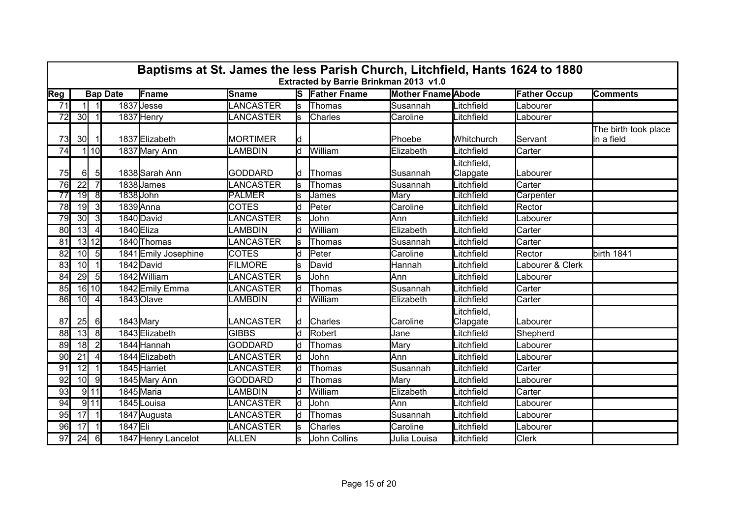# Baptisms at St. James the less Parish Church, Litchfield, Hants 1624 to 1880

**Extracted by Barrie Brinkman 2013 v1.0**

| Reg | Bap Date | | | Fname | Sname | S | Father Fname | Mother Fname | Abode | Father Occup | Comments |
|---|---|---|---|---|---|---|---|---|---|---|---|
| 71 | 1 | 1 | 1837 | Jesse | LANCASTER | s | Thomas | Susannah | Litchfield | Labourer | |
| 72 | 30 | 1 | 1837 | Henry | LANCASTER | s | Charles | Caroline | Litchfield | Labourer | |
| 73 | 30 | 1 | 1837 | Elizabeth | MORTIMER | d | | Phoebe | Whitchurch | Servant | The birth took place in a field |
| 74 | 1 | 10 | 1837 | Mary Ann | LAMBDIN | d | William | Elizabeth | Litchfield | Carter | |
| 75 | 6 | 5 | 1838 | Sarah Ann | GODDARD | d | Thomas | Susannah | Litchfield, Clapgate | Labourer | |
| 76 | 22 | 7 | 1838 | James | LANCASTER | s | Thomas | Susannah | Litchfield | Carter | |
| 77 | 19 | 8 | 1838 | John | PALMER | s | James | Mary | Litchfield | Carpenter | |
| 78 | 19 | 3 | 1839 | Anna | COTES | d | Peter | Caroline | Litchfield | Rector | |
| 79 | 30 | 3 | 1840 | David | LANCASTER | s | John | Ann | Litchfield | Labourer | |
| 80 | 13 | 4 | 1840 | Eliza | LAMBDIN | d | William | Elizabeth | Litchfield | Carter | |
| 81 | 13 | 12 | 1840 | Thomas | LANCASTER | s | Thomas | Susannah | Litchfield | Carter | |
| 82 | 10 | 5 | 1841 | Emily Josephine | COTES | d | Peter | Caroline | Litchfield | Rector | birth 1841 |
| 83 | 10 | 1 | 1842 | David | FILMORE | s | David | Hannah | Litchfield | Labourer & Clerk | |
| 84 | 29 | 5 | 1842 | William | LANCASTER | s | John | Ann | Litchfield | Labourer | |
| 85 | 16 | 10 | 1842 | Emily Emma | LANCASTER | d | Thomas | Susannah | Litchfield | Carter | |
| 86 | 10 | 4 | 1843 | Olave | LAMBDIN | d | William | Elizabeth | Litchfield | Carter | |
| 87 | 25 | 6 | 1843 | Mary | LANCASTER | d | Charles | Caroline | Litchfield, Clapgate | Labourer | |
| 88 | 13 | 8 | 1843 | Elizabeth | GIBBS | d | Robert | Jane | Litchfield | Shepherd | |
| 89 | 18 | 2 | 1844 | Hannah | GODDARD | d | Thomas | Mary | Litchfield | Labourer | |
| 90 | 21 | 4 | 1844 | Elizabeth | LANCASTER | d | John | Ann | Litchfield | Labourer | |
| 91 | 12 | 1 | 1845 | Harriet | LANCASTER | d | Thomas | Susannah | Litchfield | Carter | |
| 92 | 10 | 9 | 1845 | Mary Ann | GODDARD | d | Thomas | Mary | Litchfield | Labourer | |
| 93 | 9 | 11 | 1845 | Maria | LAMBDIN | d | William | Elizabeth | Litchfield | Carter | |
| 94 | 9 | 11 | 1845 | Louisa | LANCASTER | d | John | Ann | Litchfield | Labourer | |
| 95 | 17 | 1 | 1847 | Augusta | LANCASTER | d | Thomas | Susannah | Litchfield | Labourer | |
| 96 | 17 | 1 | 1847 | Eli | LANCASTER | s | Charles | Caroline | Litchfield | Labourer | |
| 97 | 24 | 6 | 1847 | Henry Lancelot | ALLEN | s | John Collins | Julia Louisa | Litchfield | Clerk | |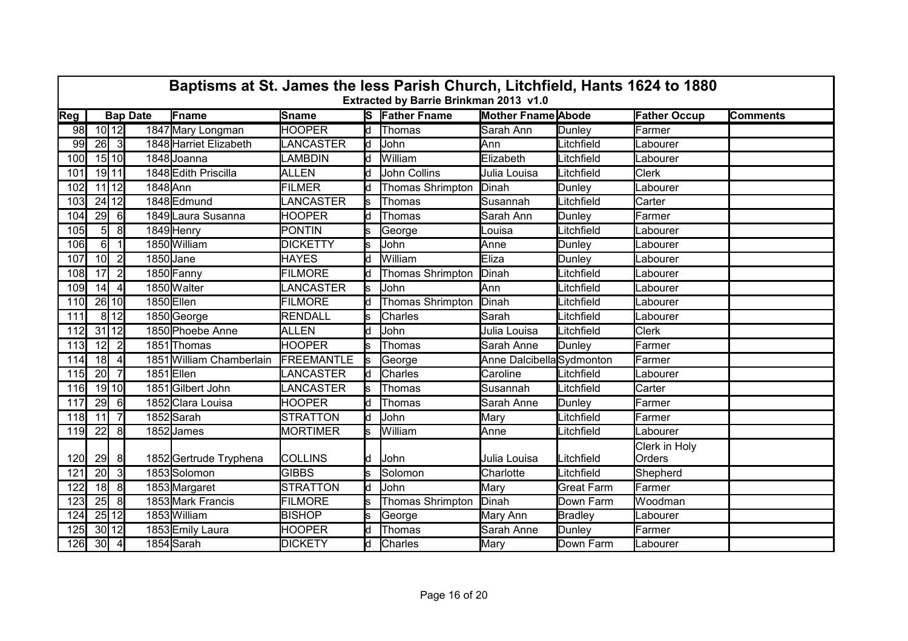# Baptisms at St. James the less Parish Church, Litchfield, Hants 1624 to 1880

### Extracted by Barrie Brinkman 2013 v1.0

| Reg | Bap Date | | | Fname | Sname | S | Father Fname | Mother Fname | Abode | Father Occup | Comments |
|---|---|---|---|---|---|---|---|---|---|---|---|
| 98 | 10 | 12 | 1847 | Mary Longman | HOOPER | d | Thomas | Sarah Ann | Dunley | Farmer | |
| 99 | 26 | 3 | 1848 | Harriet Elizabeth | LANCASTER | d | John | Ann | Litchfield | Labourer | |
| 100 | 15 | 10 | 1848 | Joanna | LAMBDIN | d | William | Elizabeth | Litchfield | Labourer | |
| 101 | 19 | 11 | 1848 | Edith Priscilla | ALLEN | d | John Collins | Julia Louisa | Litchfield | Clerk | |
| 102 | 11 | 12 | 1848 | Ann | FILMER | d | Thomas Shrimpton | Dinah | Dunley | Labourer | |
| 103 | 24 | 12 | 1848 | Edmund | LANCASTER | s | Thomas | Susannah | Litchfield | Carter | |
| 104 | 29 | 6 | 1849 | Laura Susanna | HOOPER | d | Thomas | Sarah Ann | Dunley | Farmer | |
| 105 | 5 | 8 | 1849 | Henry | PONTIN | s | George | Louisa | Litchfield | Labourer | |
| 106 | 6 | 1 | 1850 | William | DICKETTY | s | John | Anne | Dunley | Labourer | |
| 107 | 10 | 2 | 1850 | Jane | HAYES | d | William | Eliza | Dunley | Labourer | |
| 108 | 17 | 2 | 1850 | Fanny | FILMORE | d | Thomas Shrimpton | Dinah | Litchfield | Labourer | |
| 109 | 14 | 4 | 1850 | Walter | LANCASTER | s | John | Ann | Litchfield | Labourer | |
| 110 | 26 | 10 | 1850 | Ellen | FILMORE | d | Thomas Shrimpton | Dinah | Litchfield | Labourer | |
| 111 | 8 | 12 | 1850 | George | RENDALL | s | Charles | Sarah | Litchfield | Labourer | |
| 112 | 31 | 12 | 1850 | Phoebe Anne | ALLEN | d | John | Julia Louisa | Litchfield | Clerk | |
| 113 | 12 | 2 | 1851 | Thomas | HOOPER | s | Thomas | Sarah Anne | Dunley | Farmer | |
| 114 | 18 | 4 | 1851 | William Chamberlain | FREEMANTLE | s | George | Anne Dalcibella | Sydmonton | Farmer | |
| 115 | 20 | 7 | 1851 | Ellen | LANCASTER | d | Charles | Caroline | Litchfield | Labourer | |
| 116 | 19 | 10 | 1851 | Gilbert John | LANCASTER | s | Thomas | Susannah | Litchfield | Carter | |
| 117 | 29 | 6 | 1852 | Clara Louisa | HOOPER | d | Thomas | Sarah Anne | Dunley | Farmer | |
| 118 | 11 | 7 | 1852 | Sarah | STRATTON | d | John | Mary | Litchfield | Farmer | |
| 119 | 22 | 8 | 1852 | James | MORTIMER | s | William | Anne | Litchfield | Labourer | |
| 120 | 29 | 8 | 1852 | Gertrude Tryphena | COLLINS | d | John | Julia Louisa | Litchfield | Clerk in Holy Orders | |
| 121 | 20 | 3 | 1853 | Solomon | GIBBS | s | Solomon | Charlotte | Litchfield | Shepherd | |
| 122 | 18 | 8 | 1853 | Margaret | STRATTON | d | John | Mary | Great Farm | Farmer | |
| 123 | 25 | 8 | 1853 | Mark Francis | FILMORE | s | Thomas Shrimpton | Dinah | Down Farm | Woodman | |
| 124 | 25 | 12 | 1853 | William | BISHOP | s | George | Mary Ann | Bradley | Labourer | |
| 125 | 30 | 12 | 1853 | Emily Laura | HOOPER | d | Thomas | Sarah Anne | Dunley | Farmer | |
| 126 | 30 | 4 | 1854 | Sarah | DICKETY | d | Charles | Mary | Down Farm | Labourer | |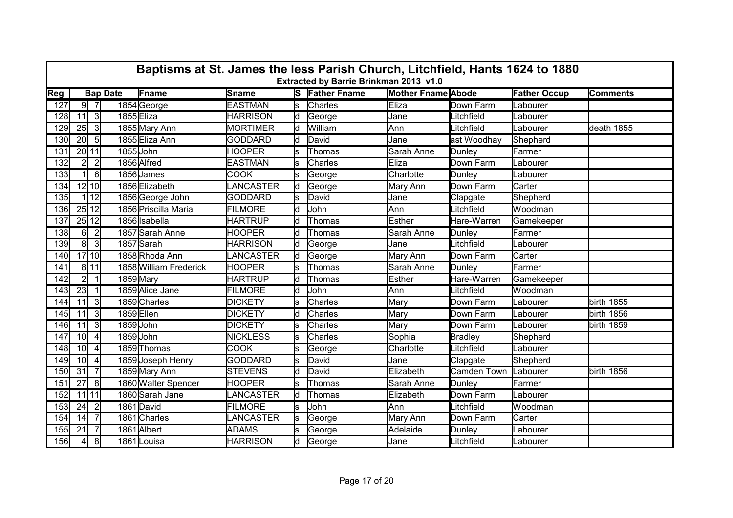# Baptisms at St. James the less Parish Church, Litchfield, Hants 1624 to 1880

**Extracted by Barrie Brinkman 2013 v1.0**

| Reg | Bap Date | | | Fname | Sname | S | Father Fname | Mother Fname | Abode | Father Occup | Comments |
|---|---|---|---|---|---|---|---|---|---|---|---|
| 127 | 9 | 7 | 1854 | George | EASTMAN | s | Charles | Eliza | Down Farm | Labourer | |
| 128 | 11 | 3 | 1855 | Eliza | HARRISON | d | George | Jane | Litchfield | Labourer | |
| 129 | 25 | 3 | 1855 | Mary Ann | MORTIMER | d | William | Ann | Litchfield | Labourer | death 1855 |
| 130 | 20 | 5 | 1855 | Eliza Ann | GODDARD | d | David | Jane | ast Woodhay | Shepherd | |
| 131 | 20 | 11 | 1855 | John | HOOPER | s | Thomas | Sarah Anne | Dunley | Farmer | |
| 132 | 2 | 2 | 1856 | Alfred | EASTMAN | s | Charles | Eliza | Down Farm | Labourer | |
| 133 | 1 | 6 | 1856 | James | COOK | s | George | Charlotte | Dunley | Labourer | |
| 134 | 12 | 10 | 1856 | Elizabeth | LANCASTER | d | George | Mary Ann | Down Farm | Carter | |
| 135 | 1 | 12 | 1856 | George John | GODDARD | s | David | Jane | Clapgate | Shepherd | |
| 136 | 25 | 12 | 1856 | Priscilla Maria | FILMORE | d | John | Ann | Litchfield | Woodman | |
| 137 | 25 | 12 | 1856 | Isabella | HARTRUP | d | Thomas | Esther | Hare-Warren | Gamekeeper | |
| 138 | 6 | 2 | 1857 | Sarah Anne | HOOPER | d | Thomas | Sarah Anne | Dunley | Farmer | |
| 139 | 8 | 3 | 1857 | Sarah | HARRISON | d | George | Jane | Litchfield | Labourer | |
| 140 | 17 | 10 | 1858 | Rhoda Ann | LANCASTER | d | George | Mary Ann | Down Farm | Carter | |
| 141 | 8 | 11 | 1858 | William Frederick | HOOPER | s | Thomas | Sarah Anne | Dunley | Farmer | |
| 142 | 2 | 1 | 1859 | Mary | HARTRUP | d | Thomas | Esther | Hare-Warren | Gamekeeper | |
| 143 | 23 | 1 | 1859 | Alice Jane | FILMORE | d | John | Ann | Litchfield | Woodman | |
| 144 | 11 | 3 | 1859 | Charles | DICKETY | s | Charles | Mary | Down Farm | Labourer | birth 1855 |
| 145 | 11 | 3 | 1859 | Ellen | DICKETY | d | Charles | Mary | Down Farm | Labourer | birth 1856 |
| 146 | 11 | 3 | 1859 | John | DICKETY | s | Charles | Mary | Down Farm | Labourer | birth 1859 |
| 147 | 10 | 4 | 1859 | John | NICKLESS | s | Charles | Sophia | Bradley | Shepherd | |
| 148 | 10 | 4 | 1859 | Thomas | COOK | s | George | Charlotte | Litchfield | Labourer | |
| 149 | 10 | 4 | 1859 | Joseph Henry | GODDARD | s | David | Jane | Clapgate | Shepherd | |
| 150 | 31 | 7 | 1859 | Mary Ann | STEVENS | d | David | Elizabeth | Camden Town | Labourer | birth 1856 |
| 151 | 27 | 8 | 1860 | Walter Spencer | HOOPER | s | Thomas | Sarah Anne | Dunley | Farmer | |
| 152 | 11 | 11 | 1860 | Sarah Jane | LANCASTER | d | Thomas | Elizabeth | Down Farm | Labourer | |
| 153 | 24 | 2 | 1861 | David | FILMORE | s | John | Ann | Litchfield | Woodman | |
| 154 | 14 | 7 | 1861 | Charles | LANCASTER | s | George | Mary Ann | Down Farm | Carter | |
| 155 | 21 | 7 | 1861 | Albert | ADAMS | s | George | Adelaide | Dunley | Labourer | |
| 156 | 4 | 8 | 1861 | Louisa | HARRISON | d | George | Jane | Litchfield | Labourer | |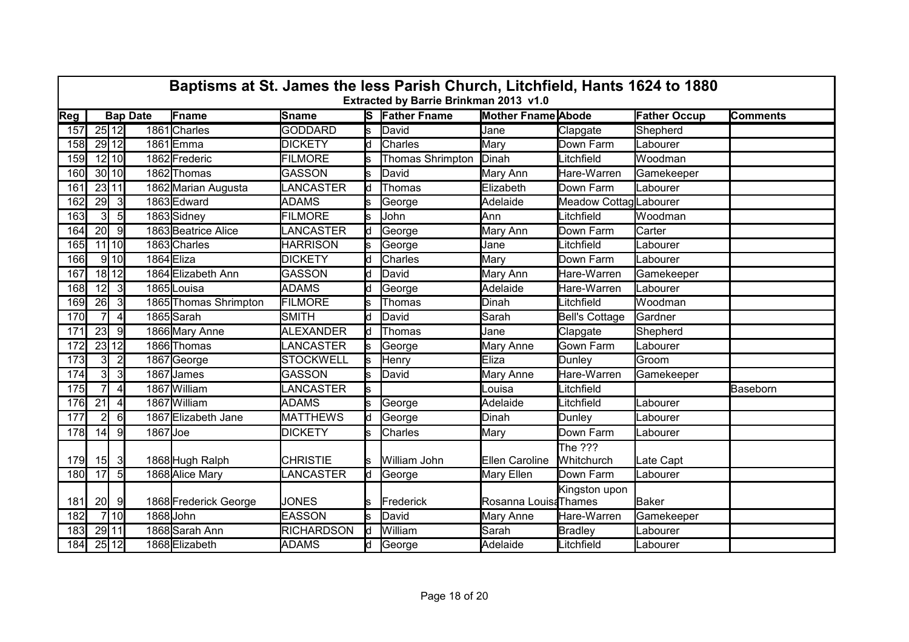## Baptisms at St. James the less Parish Church, Litchfield, Hants 1624 to 1880

**Extracted by Barrie Brinkman 2013 v1.0**

| Reg | Bap Date | | | Fname | Sname | S | Father Fname | Mother Fname | Abode | Father Occup | Comments |
|---|---|---|---|---|---|---|---|---|---|---|---|
| 157 | 25 | 12 | 1861 | Charles | GODDARD | s | David | Jane | Clapgate | Shepherd | |
| 158 | 29 | 12 | 1861 | Emma | DICKETY | d | Charles | Mary | Down Farm | Labourer | |
| 159 | 12 | 10 | 1862 | Frederic | FILMORE | s | Thomas Shrimpton | Dinah | Litchfield | Woodman | |
| 160 | 30 | 10 | 1862 | Thomas | GASSON | s | David | Mary Ann | Hare-Warren | Gamekeeper | |
| 161 | 23 | 11 | 1862 | Marian Augusta | LANCASTER | d | Thomas | Elizabeth | Down Farm | Labourer | |
| 162 | 29 | 3 | 1863 | Edward | ADAMS | s | George | Adelaide | Meadow Cottag | Labourer | |
| 163 | 3 | 5 | 1863 | Sidney | FILMORE | s | John | Ann | Litchfield | Woodman | |
| 164 | 20 | 9 | 1863 | Beatrice Alice | LANCASTER | d | George | Mary Ann | Down Farm | Carter | |
| 165 | 11 | 10 | 1863 | Charles | HARRISON | s | George | Jane | Litchfield | Labourer | |
| 166 | 9 | 10 | 1864 | Eliza | DICKETY | d | Charles | Mary | Down Farm | Labourer | |
| 167 | 18 | 12 | 1864 | Elizabeth Ann | GASSON | d | David | Mary Ann | Hare-Warren | Gamekeeper | |
| 168 | 12 | 3 | 1865 | Louisa | ADAMS | d | George | Adelaide | Hare-Warren | Labourer | |
| 169 | 26 | 3 | 1865 | Thomas Shrimpton | FILMORE | s | Thomas | Dinah | Litchfield | Woodman | |
| 170 | 7 | 4 | 1865 | Sarah | SMITH | d | David | Sarah | Bell's Cottage | Gardner | |
| 171 | 23 | 9 | 1866 | Mary Anne | ALEXANDER | d | Thomas | Jane | Clapgate | Shepherd | |
| 172 | 23 | 12 | 1866 | Thomas | LANCASTER | s | George | Mary Anne | Gown Farm | Labourer | |
| 173 | 3 | 2 | 1867 | George | STOCKWELL | s | Henry | Eliza | Dunley | Groom | |
| 174 | 3 | 3 | 1867 | James | GASSON | s | David | Mary Anne | Hare-Warren | Gamekeeper | |
| 175 | 7 | 4 | 1867 | William | LANCASTER | s | | Louisa | Litchfield | | Baseborn |
| 176 | 21 | 4 | 1867 | William | ADAMS | s | George | Adelaide | Litchfield | Labourer | |
| 177 | 2 | 6 | 1867 | Elizabeth Jane | MATTHEWS | d | George | Dinah | Dunley | Labourer | |
| 178 | 14 | 9 | 1867 | Joe | DICKETY | s | Charles | Mary | Down Farm | Labourer | |
| 179 | 15 | 3 | 1868 | Hugh Ralph | CHRISTIE | s | William John | Ellen Caroline | The ??? Whitchurch | Late Capt | |
| 180 | 17 | 5 | 1868 | Alice Mary | LANCASTER | d | George | Mary Ellen | Down Farm | Labourer | |
| 181 | 20 | 9 | 1868 | Frederick George | JONES | s | Frederick | Rosanna Louisa | Kingston upon Thames | Baker | |
| 182 | 7 | 10 | 1868 | John | EASSON | s | David | Mary Anne | Hare-Warren | Gamekeeper | |
| 183 | 29 | 11 | 1868 | Sarah Ann | RICHARDSON | d | William | Sarah | Bradley | Labourer | |
| 184 | 25 | 12 | 1868 | Elizabeth | ADAMS | d | George | Adelaide | Litchfield | Labourer | |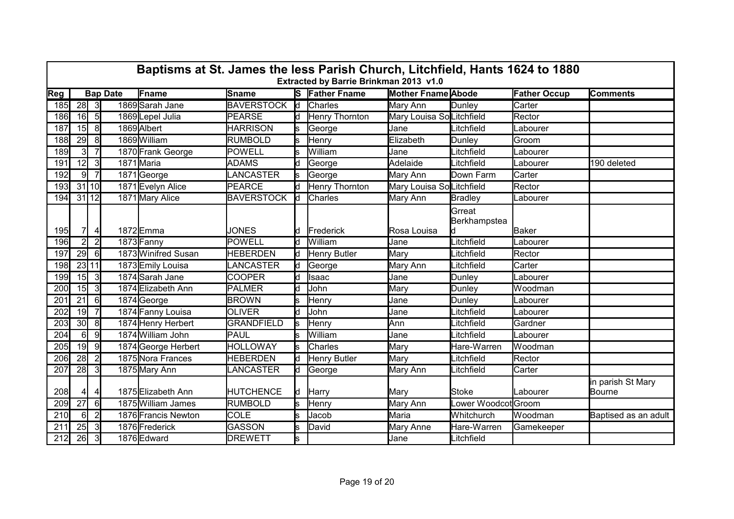# Baptisms at St. James the less Parish Church, Litchfield, Hants 1624 to 1880

**Extracted by Barrie Brinkman 2013 v1.0**

| Reg | Bap Date | | | Fname | Sname | S | Father Fname | Mother Fname | Abode | Father Occup | Comments |
|---|---|---|---|---|---|---|---|---|---|---|---|
| 185 | 28 | 3 | 1869 | Sarah Jane | BAVERSTOCK | d | Charles | Mary Ann | Dunley | Carter | |
| 186 | 16 | 5 | 1869 | Lepel Julia | PEARSE | d | Henry Thornton | Mary Louisa So | Litchfield | Rector | |
| 187 | 15 | 8 | 1869 | Albert | HARRISON | s | George | Jane | Litchfield | Labourer | |
| 188 | 29 | 8 | 1869 | William | RUMBOLD | s | Henry | Elizabeth | Dunley | Groom | |
| 189 | 3 | 7 | 1870 | Frank George | POWELL | s | William | Jane | Litchfield | Labourer | |
| 191 | 12 | 3 | 1871 | Maria | ADAMS | d | George | Adelaide | Litchfield | Labourer | 190 deleted |
| 192 | 9 | 7 | 1871 | George | LANCASTER | s | George | Mary Ann | Down Farm | Carter | |
| 193 | 31 | 10 | 1871 | Evelyn Alice | PEARCE | d | Henry Thornton | Mary Louisa So | Litchfield | Rector | |
| 194 | 31 | 12 | 1871 | Mary Alice | BAVERSTOCK | d | Charles | Mary Ann | Bradley | Labourer | |
| 195 | 7 | 4 | 1872 | Emma | JONES | d | Frederick | Rosa Louisa | Grreat Berkhampstead | Baker | |
| 196 | 2 | 2 | 1873 | Fanny | POWELL | d | William | Jane | Litchfield | Labourer | |
| 197 | 29 | 6 | 1873 | Winifred Susan | HEBERDEN | d | Henry Butler | Mary | Litchfield | Rector | |
| 198 | 23 | 11 | 1873 | Emily Louisa | LANCASTER | d | George | Mary Ann | Litchfield | Carter | |
| 199 | 15 | 3 | 1874 | Sarah Jane | COOPER | d | Isaac | Jane | Dunley | Labourer | |
| 200 | 15 | 3 | 1874 | Elizabeth Ann | PALMER | d | John | Mary | Dunley | Woodman | |
| 201 | 21 | 6 | 1874 | George | BROWN | s | Henry | Jane | Dunley | Labourer | |
| 202 | 19 | 7 | 1874 | Fanny Louisa | OLIVER | d | John | Jane | Litchfield | Labourer | |
| 203 | 30 | 8 | 1874 | Henry Herbert | GRANDFIELD | s | Henry | Ann | Litchfield | Gardner | |
| 204 | 6 | 9 | 1874 | William John | PAUL | s | William | Jane | Litchfield | Labourer | |
| 205 | 19 | 9 | 1874 | George Herbert | HOLLOWAY | s | Charles | Mary | Hare-Warren | Woodman | |
| 206 | 28 | 2 | 1875 | Nora Frances | HEBERDEN | d | Henry Butler | Mary | Litchfield | Rector | |
| 207 | 28 | 3 | 1875 | Mary Ann | LANCASTER | d | George | Mary Ann | Litchfield | Carter | |
| 208 | 4 | 4 | 1875 | Elizabeth Ann | HUTCHENCE | d | Harry | Mary | Stoke | Labourer | in parish St Mary Bourne |
| 209 | 27 | 6 | 1875 | William James | RUMBOLD | s | Henry | Mary Ann | Lower Woodcot | Groom | |
| 210 | 6 | 2 | 1876 | Francis Newton | COLE | s | Jacob | Maria | Whitchurch | Woodman | Baptised as an adult |
| 211 | 25 | 3 | 1876 | Frederick | GASSON | s | David | Mary Anne | Hare-Warren | Gamekeeper | |
| 212 | 26 | 3 | 1876 | Edward | DREWETT | s | | Jane | Litchfield | | |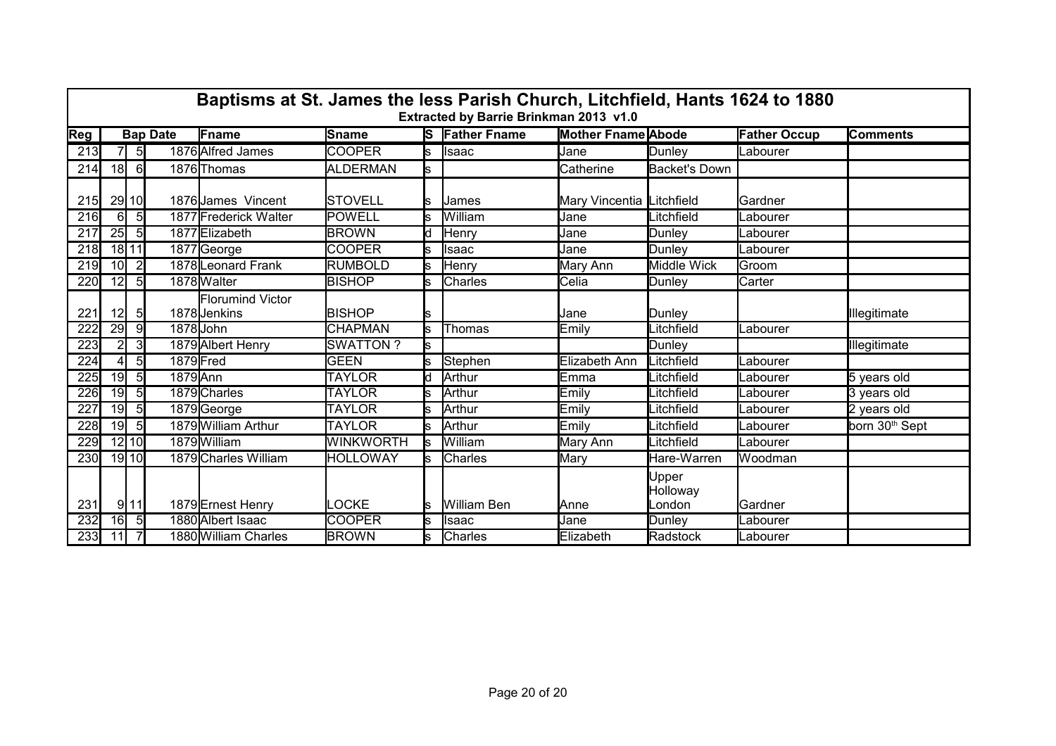# Baptisms at St. James the less Parish Church, Litchfield, Hants 1624 to 1880

**Extracted by Barrie Brinkman 2013 v1.0**

| Reg | Bap Date | | | Fname | Sname | S | Father Fname | Mother Fname | Abode | Father Occup | Comments |
|---|---|---|---|---|---|---|---|---|---|---|---|
| 213 | 7 | 5 | 1876 | Alfred James | COOPER | s | Isaac | Jane | Dunley | Labourer | |
| 214 | 18 | 6 | 1876 | Thomas | ALDERMAN | s | | Catherine | Backet's Down | | |
| 215 | 29 | 10 | 1876 | James Vincent | STOVELL | s | James | Mary Vincentia | Litchfield | Gardner | |
| 216 | 6 | 5 | 1877 | Frederick Walter | POWELL | s | William | Jane | Litchfield | Labourer | |
| 217 | 25 | 5 | 1877 | Elizabeth | BROWN | d | Henry | Jane | Dunley | Labourer | |
| 218 | 18 | 11 | 1877 | George | COOPER | s | Isaac | Jane | Dunley | Labourer | |
| 219 | 10 | 2 | 1878 | Leonard Frank | RUMBOLD | s | Henry | Mary Ann | Middle Wick | Groom | |
| 220 | 12 | 5 | 1878 | Walter | BISHOP | s | Charles | Celia | Dunley | Carter | |
| 221 | 12 | 5 | 1878 | Florumind Victor Jenkins | BISHOP | s | | Jane | Dunley | | Illegitimate |
| 222 | 29 | 9 | 1878 | John | CHAPMAN | s | Thomas | Emily | Litchfield | Labourer | |
| 223 | 2 | 3 | 1879 | Albert Henry | SWATTON ? | s | | | Dunley | | Illegitimate |
| 224 | 4 | 5 | 1879 | Fred | GEEN | s | Stephen | Elizabeth Ann | Litchfield | Labourer | |
| 225 | 19 | 5 | 1879 | Ann | TAYLOR | d | Arthur | Emma | Litchfield | Labourer | 5 years old |
| 226 | 19 | 5 | 1879 | Charles | TAYLOR | s | Arthur | Emily | Litchfield | Labourer | 3 years old |
| 227 | 19 | 5 | 1879 | George | TAYLOR | s | Arthur | Emily | Litchfield | Labourer | 2 years old |
| 228 | 19 | 5 | 1879 | William Arthur | TAYLOR | s | Arthur | Emily | Litchfield | Labourer | born 30th Sept |
| 229 | 12 | 10 | 1879 | William | WINKWORTH | s | William | Mary Ann | Litchfield | Labourer | |
| 230 | 19 | 10 | 1879 | Charles William | HOLLOWAY | s | Charles | Mary | Hare-Warren | Woodman | |
| 231 | 9 | 11 | 1879 | Ernest Henry | LOCKE | s | William Ben | Anne | Upper Holloway London | Gardner | |
| 232 | 16 | 5 | 1880 | Albert Isaac | COOPER | s | Isaac | Jane | Dunley | Labourer | |
| 233 | 11 | 7 | 1880 | William Charles | BROWN | s | Charles | Elizabeth | Radstock | Labourer | |